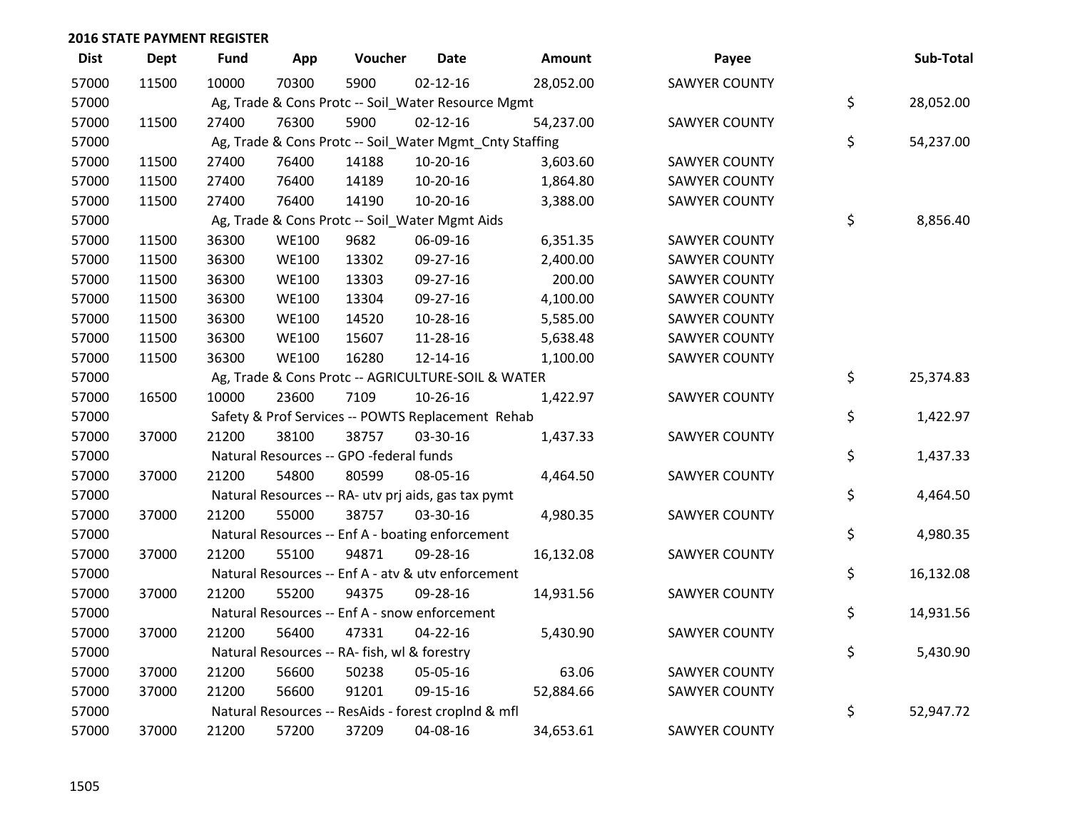## 2016 STATE PAYMENT REGISTER

| Dist | Dept | Fund | App | Voucher | Date | Amount | Payee | Sub-Total |
|---|---|---|---|---|---|---|---|---|
| 57000 | 11500 | 10000 | 70300 | 5900 | 02-12-16 | 28,052.00 | SAWYER COUNTY | |
| 57000 | | Ag, Trade & Cons Protc -- Soil_Water Resource Mgmt | | | | | | $ 28,052.00 |
| 57000 | 11500 | 27400 | 76300 | 5900 | 02-12-16 | 54,237.00 | SAWYER COUNTY | |
| 57000 | | Ag, Trade & Cons Protc -- Soil_Water Mgmt_Cnty Staffing | | | | | | $ 54,237.00 |
| 57000 | 11500 | 27400 | 76400 | 14188 | 10-20-16 | 3,603.60 | SAWYER COUNTY | |
| 57000 | 11500 | 27400 | 76400 | 14189 | 10-20-16 | 1,864.80 | SAWYER COUNTY | |
| 57000 | 11500 | 27400 | 76400 | 14190 | 10-20-16 | 3,388.00 | SAWYER COUNTY | |
| 57000 | | Ag, Trade & Cons Protc -- Soil_Water Mgmt Aids | | | | | | $ 8,856.40 |
| 57000 | 11500 | 36300 | WE100 | 9682 | 06-09-16 | 6,351.35 | SAWYER COUNTY | |
| 57000 | 11500 | 36300 | WE100 | 13302 | 09-27-16 | 2,400.00 | SAWYER COUNTY | |
| 57000 | 11500 | 36300 | WE100 | 13303 | 09-27-16 | 200.00 | SAWYER COUNTY | |
| 57000 | 11500 | 36300 | WE100 | 13304 | 09-27-16 | 4,100.00 | SAWYER COUNTY | |
| 57000 | 11500 | 36300 | WE100 | 14520 | 10-28-16 | 5,585.00 | SAWYER COUNTY | |
| 57000 | 11500 | 36300 | WE100 | 15607 | 11-28-16 | 5,638.48 | SAWYER COUNTY | |
| 57000 | 11500 | 36300 | WE100 | 16280 | 12-14-16 | 1,100.00 | SAWYER COUNTY | |
| 57000 | | Ag, Trade & Cons Protc -- AGRICULTURE-SOIL & WATER | | | | | | $ 25,374.83 |
| 57000 | 16500 | 10000 | 23600 | 7109 | 10-26-16 | 1,422.97 | SAWYER COUNTY | |
| 57000 | | Safety & Prof Services -- POWTS Replacement Rehab | | | | | | $ 1,422.97 |
| 57000 | 37000 | 21200 | 38100 | 38757 | 03-30-16 | 1,437.33 | SAWYER COUNTY | |
| 57000 | | Natural Resources -- GPO -federal funds | | | | | | $ 1,437.33 |
| 57000 | 37000 | 21200 | 54800 | 80599 | 08-05-16 | 4,464.50 | SAWYER COUNTY | |
| 57000 | | Natural Resources -- RA- utv prj aids, gas tax pymt | | | | | | $ 4,464.50 |
| 57000 | 37000 | 21200 | 55000 | 38757 | 03-30-16 | 4,980.35 | SAWYER COUNTY | |
| 57000 | | Natural Resources -- Enf A - boating enforcement | | | | | | $ 4,980.35 |
| 57000 | 37000 | 21200 | 55100 | 94871 | 09-28-16 | 16,132.08 | SAWYER COUNTY | |
| 57000 | | Natural Resources -- Enf A - atv & utv enforcement | | | | | | $ 16,132.08 |
| 57000 | 37000 | 21200 | 55200 | 94375 | 09-28-16 | 14,931.56 | SAWYER COUNTY | |
| 57000 | | Natural Resources -- Enf A - snow enforcement | | | | | | $ 14,931.56 |
| 57000 | 37000 | 21200 | 56400 | 47331 | 04-22-16 | 5,430.90 | SAWYER COUNTY | |
| 57000 | | Natural Resources -- RA- fish, wl & forestry | | | | | | $ 5,430.90 |
| 57000 | 37000 | 21200 | 56600 | 50238 | 05-05-16 | 63.06 | SAWYER COUNTY | |
| 57000 | 37000 | 21200 | 56600 | 91201 | 09-15-16 | 52,884.66 | SAWYER COUNTY | |
| 57000 | | Natural Resources -- ResAids - forest croplnd & mfl | | | | | | $ 52,947.72 |
| 57000 | 37000 | 21200 | 57200 | 37209 | 04-08-16 | 34,653.61 | SAWYER COUNTY | |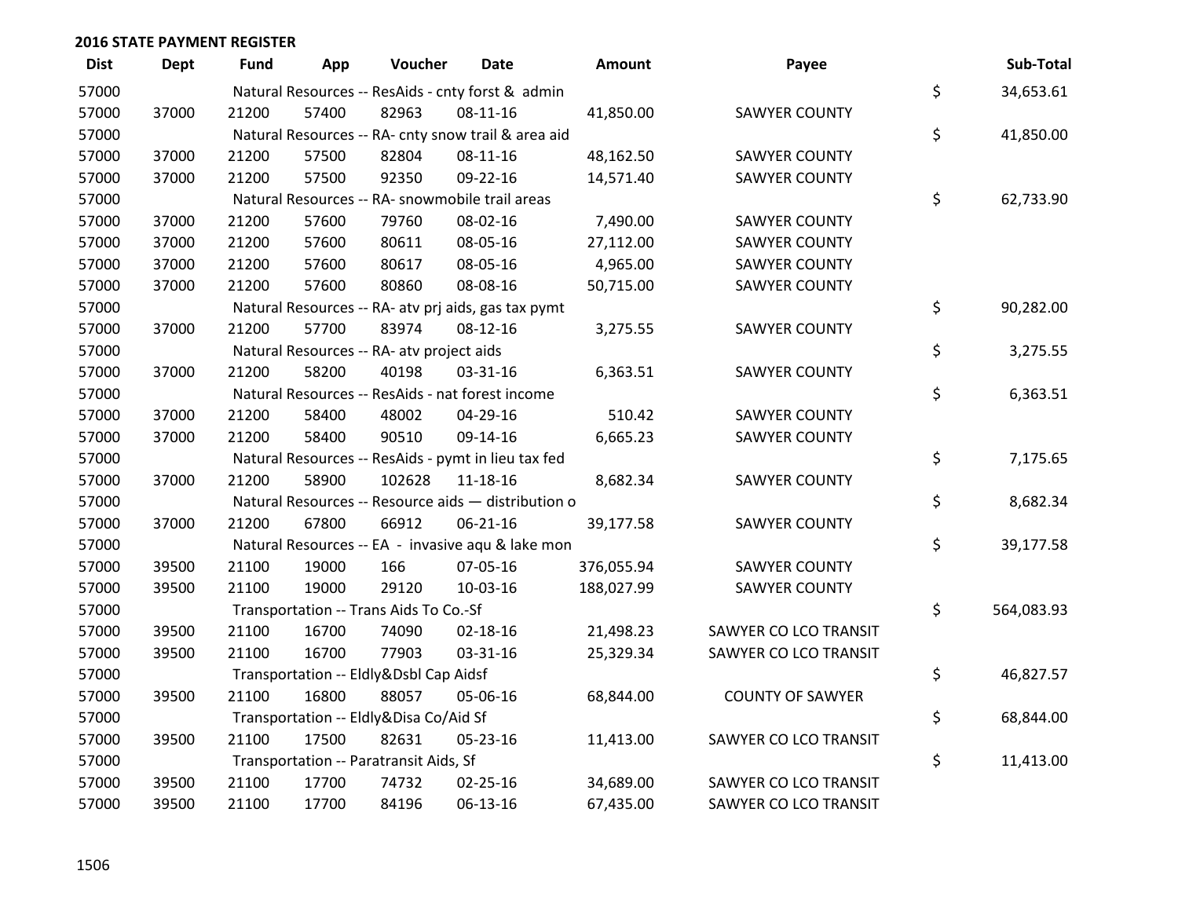## 2016 STATE PAYMENT REGISTER

| Dist | Dept | Fund | App | Voucher | Date | Amount | Payee | Sub-Total |
|---|---|---|---|---|---|---|---|---|
| 57000 | | Natural Resources -- ResAids - cnty forst & admin | | | | | | $ 34,653.61 |
| 57000 | 37000 | 21200 | 57400 | 82963 | 08-11-16 | 41,850.00 | SAWYER COUNTY | |
| 57000 | | Natural Resources -- RA- cnty snow trail & area aid | | | | | | $ 41,850.00 |
| 57000 | 37000 | 21200 | 57500 | 82804 | 08-11-16 | 48,162.50 | SAWYER COUNTY | |
| 57000 | 37000 | 21200 | 57500 | 92350 | 09-22-16 | 14,571.40 | SAWYER COUNTY | |
| 57000 | | Natural Resources -- RA- snowmobile trail areas | | | | | | $ 62,733.90 |
| 57000 | 37000 | 21200 | 57600 | 79760 | 08-02-16 | 7,490.00 | SAWYER COUNTY | |
| 57000 | 37000 | 21200 | 57600 | 80611 | 08-05-16 | 27,112.00 | SAWYER COUNTY | |
| 57000 | 37000 | 21200 | 57600 | 80617 | 08-05-16 | 4,965.00 | SAWYER COUNTY | |
| 57000 | 37000 | 21200 | 57600 | 80860 | 08-08-16 | 50,715.00 | SAWYER COUNTY | |
| 57000 | | Natural Resources -- RA- atv prj aids, gas tax pymt | | | | | | $ 90,282.00 |
| 57000 | 37000 | 21200 | 57700 | 83974 | 08-12-16 | 3,275.55 | SAWYER COUNTY | |
| 57000 | | Natural Resources -- RA- atv project aids | | | | | | $ 3,275.55 |
| 57000 | 37000 | 21200 | 58200 | 40198 | 03-31-16 | 6,363.51 | SAWYER COUNTY | |
| 57000 | | Natural Resources -- ResAids - nat forest income | | | | | | $ 6,363.51 |
| 57000 | 37000 | 21200 | 58400 | 48002 | 04-29-16 | 510.42 | SAWYER COUNTY | |
| 57000 | 37000 | 21200 | 58400 | 90510 | 09-14-16 | 6,665.23 | SAWYER COUNTY | |
| 57000 | | Natural Resources -- ResAids - pymt in lieu tax fed | | | | | | $ 7,175.65 |
| 57000 | 37000 | 21200 | 58900 | 102628 | 11-18-16 | 8,682.34 | SAWYER COUNTY | |
| 57000 | | Natural Resources -- Resource aids — distribution o | | | | | | $ 8,682.34 |
| 57000 | 37000 | 21200 | 67800 | 66912 | 06-21-16 | 39,177.58 | SAWYER COUNTY | |
| 57000 | | Natural Resources -- EA - invasive aqu & lake mon | | | | | | $ 39,177.58 |
| 57000 | 39500 | 21100 | 19000 | 166 | 07-05-16 | 376,055.94 | SAWYER COUNTY | |
| 57000 | 39500 | 21100 | 19000 | 29120 | 10-03-16 | 188,027.99 | SAWYER COUNTY | |
| 57000 | | Transportation -- Trans Aids To Co.-Sf | | | | | | $ 564,083.93 |
| 57000 | 39500 | 21100 | 16700 | 74090 | 02-18-16 | 21,498.23 | SAWYER CO LCO TRANSIT | |
| 57000 | 39500 | 21100 | 16700 | 77903 | 03-31-16 | 25,329.34 | SAWYER CO LCO TRANSIT | |
| 57000 | | Transportation -- Eldly&Dsbl Cap Aidsf | | | | | | $ 46,827.57 |
| 57000 | 39500 | 21100 | 16800 | 88057 | 05-06-16 | 68,844.00 | COUNTY OF SAWYER | |
| 57000 | | Transportation -- Eldly&Disa Co/Aid Sf | | | | | | $ 68,844.00 |
| 57000 | 39500 | 21100 | 17500 | 82631 | 05-23-16 | 11,413.00 | SAWYER CO LCO TRANSIT | |
| 57000 | | Transportation -- Paratransit Aids, Sf | | | | | | $ 11,413.00 |
| 57000 | 39500 | 21100 | 17700 | 74732 | 02-25-16 | 34,689.00 | SAWYER CO LCO TRANSIT | |
| 57000 | 39500 | 21100 | 17700 | 84196 | 06-13-16 | 67,435.00 | SAWYER CO LCO TRANSIT | |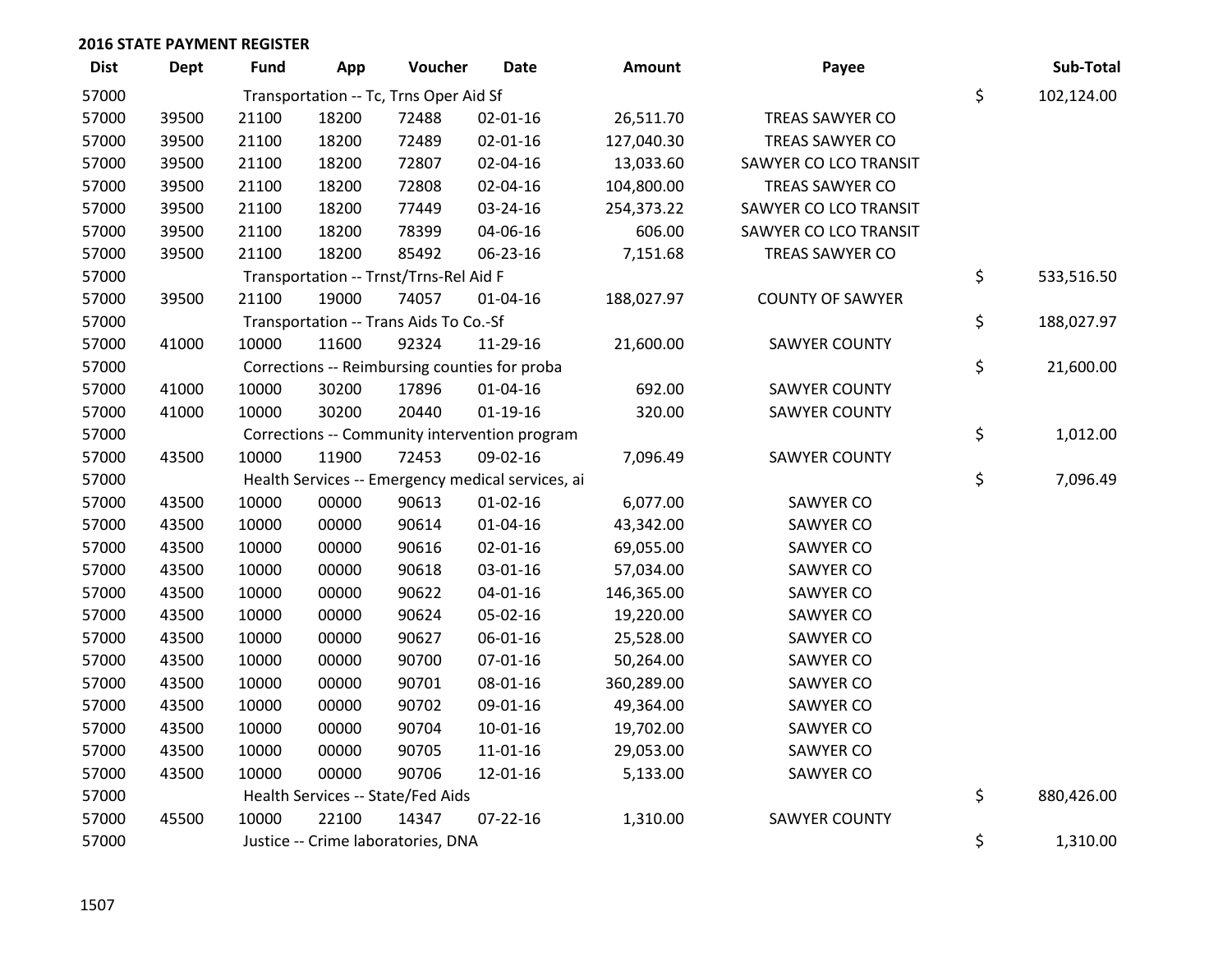## 2016 STATE PAYMENT REGISTER

| Dist | Dept | Fund | App | Voucher | Date | Amount | Payee | Sub-Total |
|---|---|---|---|---|---|---|---|---|
| 57000 | | Transportation -- Tc, Trns Oper Aid Sf | | | | | | $ 102,124.00 |
| 57000 | 39500 | 21100 | 18200 | 72488 | 02-01-16 | 26,511.70 | TREAS SAWYER CO | |
| 57000 | 39500 | 21100 | 18200 | 72489 | 02-01-16 | 127,040.30 | TREAS SAWYER CO | |
| 57000 | 39500 | 21100 | 18200 | 72807 | 02-04-16 | 13,033.60 | SAWYER CO LCO TRANSIT | |
| 57000 | 39500 | 21100 | 18200 | 72808 | 02-04-16 | 104,800.00 | TREAS SAWYER CO | |
| 57000 | 39500 | 21100 | 18200 | 77449 | 03-24-16 | 254,373.22 | SAWYER CO LCO TRANSIT | |
| 57000 | 39500 | 21100 | 18200 | 78399 | 04-06-16 | 606.00 | SAWYER CO LCO TRANSIT | |
| 57000 | 39500 | 21100 | 18200 | 85492 | 06-23-16 | 7,151.68 | TREAS SAWYER CO | |
| 57000 | | Transportation -- Trnst/Trns-Rel Aid F | | | | | | $ 533,516.50 |
| 57000 | 39500 | 21100 | 19000 | 74057 | 01-04-16 | 188,027.97 | COUNTY OF SAWYER | |
| 57000 | | Transportation -- Trans Aids To Co.-Sf | | | | | | $ 188,027.97 |
| 57000 | 41000 | 10000 | 11600 | 92324 | 11-29-16 | 21,600.00 | SAWYER COUNTY | |
| 57000 | | Corrections -- Reimbursing counties for proba | | | | | | $ 21,600.00 |
| 57000 | 41000 | 10000 | 30200 | 17896 | 01-04-16 | 692.00 | SAWYER COUNTY | |
| 57000 | 41000 | 10000 | 30200 | 20440 | 01-19-16 | 320.00 | SAWYER COUNTY | |
| 57000 | | Corrections -- Community intervention program | | | | | | $ 1,012.00 |
| 57000 | 43500 | 10000 | 11900 | 72453 | 09-02-16 | 7,096.49 | SAWYER COUNTY | |
| 57000 | | Health Services -- Emergency medical services, ai | | | | | | $ 7,096.49 |
| 57000 | 43500 | 10000 | 00000 | 90613 | 01-02-16 | 6,077.00 | SAWYER CO | |
| 57000 | 43500 | 10000 | 00000 | 90614 | 01-04-16 | 43,342.00 | SAWYER CO | |
| 57000 | 43500 | 10000 | 00000 | 90616 | 02-01-16 | 69,055.00 | SAWYER CO | |
| 57000 | 43500 | 10000 | 00000 | 90618 | 03-01-16 | 57,034.00 | SAWYER CO | |
| 57000 | 43500 | 10000 | 00000 | 90622 | 04-01-16 | 146,365.00 | SAWYER CO | |
| 57000 | 43500 | 10000 | 00000 | 90624 | 05-02-16 | 19,220.00 | SAWYER CO | |
| 57000 | 43500 | 10000 | 00000 | 90627 | 06-01-16 | 25,528.00 | SAWYER CO | |
| 57000 | 43500 | 10000 | 00000 | 90700 | 07-01-16 | 50,264.00 | SAWYER CO | |
| 57000 | 43500 | 10000 | 00000 | 90701 | 08-01-16 | 360,289.00 | SAWYER CO | |
| 57000 | 43500 | 10000 | 00000 | 90702 | 09-01-16 | 49,364.00 | SAWYER CO | |
| 57000 | 43500 | 10000 | 00000 | 90704 | 10-01-16 | 19,702.00 | SAWYER CO | |
| 57000 | 43500 | 10000 | 00000 | 90705 | 11-01-16 | 29,053.00 | SAWYER CO | |
| 57000 | 43500 | 10000 | 00000 | 90706 | 12-01-16 | 5,133.00 | SAWYER CO | |
| 57000 | | Health Services -- State/Fed Aids | | | | | | $ 880,426.00 |
| 57000 | 45500 | 10000 | 22100 | 14347 | 07-22-16 | 1,310.00 | SAWYER COUNTY | |
| 57000 | | Justice -- Crime laboratories, DNA | | | | | | $ 1,310.00 |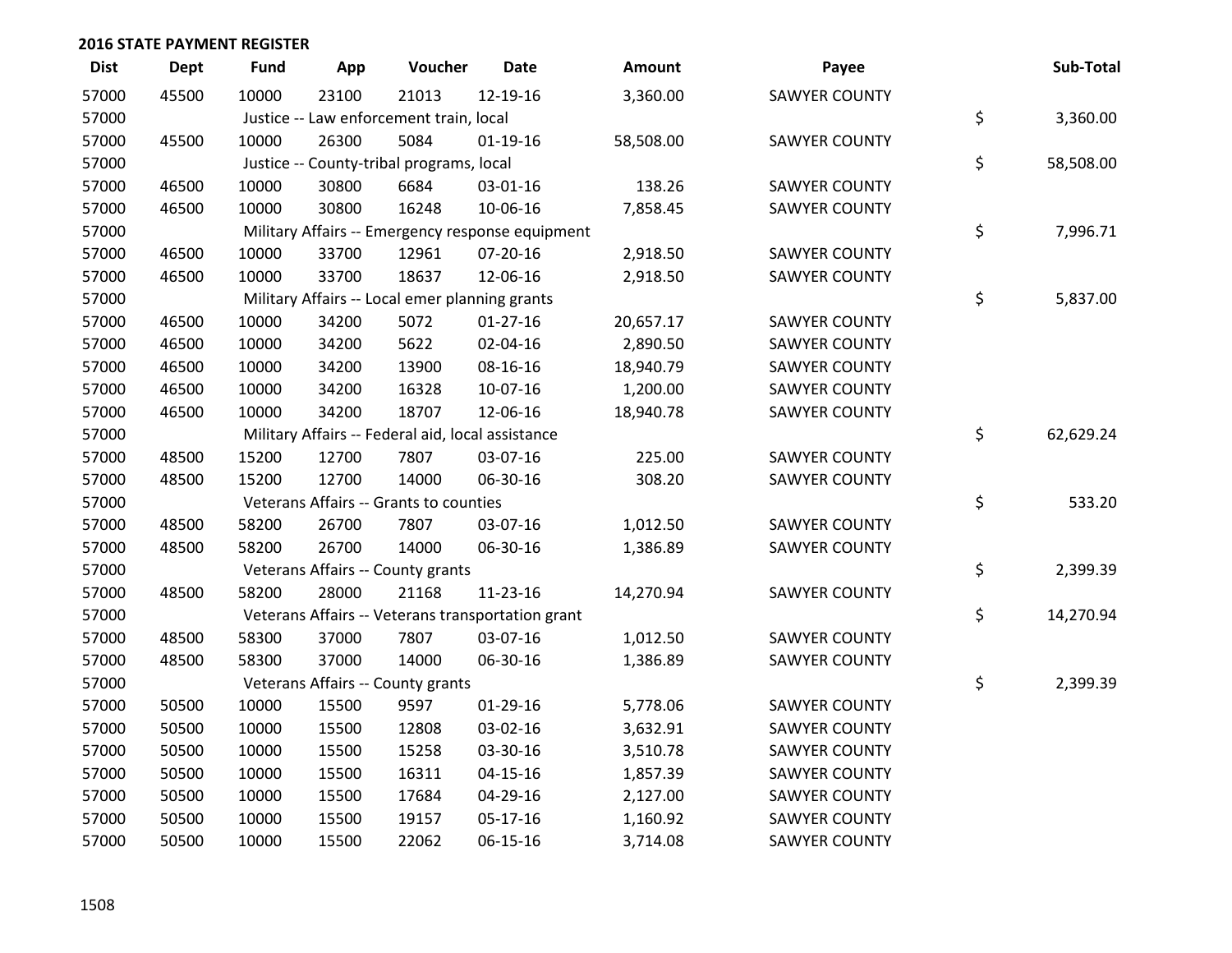## 2016 STATE PAYMENT REGISTER

| Dist | Dept | Fund | App | Voucher | Date | Amount | Payee | Sub-Total |
|---|---|---|---|---|---|---|---|---|
| 57000 | 45500 | 10000 | 23100 | 21013 | 12-19-16 | 3,360.00 | SAWYER COUNTY | |
| 57000 | | Justice -- Law enforcement train, local | | | | | | $ 3,360.00 |
| 57000 | 45500 | 10000 | 26300 | 5084 | 01-19-16 | 58,508.00 | SAWYER COUNTY | |
| 57000 | | Justice -- County-tribal programs, local | | | | | | $ 58,508.00 |
| 57000 | 46500 | 10000 | 30800 | 6684 | 03-01-16 | 138.26 | SAWYER COUNTY | |
| 57000 | 46500 | 10000 | 30800 | 16248 | 10-06-16 | 7,858.45 | SAWYER COUNTY | |
| 57000 | | Military Affairs -- Emergency response equipment | | | | | | $ 7,996.71 |
| 57000 | 46500 | 10000 | 33700 | 12961 | 07-20-16 | 2,918.50 | SAWYER COUNTY | |
| 57000 | 46500 | 10000 | 33700 | 18637 | 12-06-16 | 2,918.50 | SAWYER COUNTY | |
| 57000 | | Military Affairs -- Local emer planning grants | | | | | | $ 5,837.00 |
| 57000 | 46500 | 10000 | 34200 | 5072 | 01-27-16 | 20,657.17 | SAWYER COUNTY | |
| 57000 | 46500 | 10000 | 34200 | 5622 | 02-04-16 | 2,890.50 | SAWYER COUNTY | |
| 57000 | 46500 | 10000 | 34200 | 13900 | 08-16-16 | 18,940.79 | SAWYER COUNTY | |
| 57000 | 46500 | 10000 | 34200 | 16328 | 10-07-16 | 1,200.00 | SAWYER COUNTY | |
| 57000 | 46500 | 10000 | 34200 | 18707 | 12-06-16 | 18,940.78 | SAWYER COUNTY | |
| 57000 | | Military Affairs -- Federal aid, local assistance | | | | | | $ 62,629.24 |
| 57000 | 48500 | 15200 | 12700 | 7807 | 03-07-16 | 225.00 | SAWYER COUNTY | |
| 57000 | 48500 | 15200 | 12700 | 14000 | 06-30-16 | 308.20 | SAWYER COUNTY | |
| 57000 | | Veterans Affairs -- Grants to counties | | | | | | $ 533.20 |
| 57000 | 48500 | 58200 | 26700 | 7807 | 03-07-16 | 1,012.50 | SAWYER COUNTY | |
| 57000 | 48500 | 58200 | 26700 | 14000 | 06-30-16 | 1,386.89 | SAWYER COUNTY | |
| 57000 | | Veterans Affairs -- County grants | | | | | | $ 2,399.39 |
| 57000 | 48500 | 58200 | 28000 | 21168 | 11-23-16 | 14,270.94 | SAWYER COUNTY | |
| 57000 | | Veterans Affairs -- Veterans transportation grant | | | | | | $ 14,270.94 |
| 57000 | 48500 | 58300 | 37000 | 7807 | 03-07-16 | 1,012.50 | SAWYER COUNTY | |
| 57000 | 48500 | 58300 | 37000 | 14000 | 06-30-16 | 1,386.89 | SAWYER COUNTY | |
| 57000 | | Veterans Affairs -- County grants | | | | | | $ 2,399.39 |
| 57000 | 50500 | 10000 | 15500 | 9597 | 01-29-16 | 5,778.06 | SAWYER COUNTY | |
| 57000 | 50500 | 10000 | 15500 | 12808 | 03-02-16 | 3,632.91 | SAWYER COUNTY | |
| 57000 | 50500 | 10000 | 15500 | 15258 | 03-30-16 | 3,510.78 | SAWYER COUNTY | |
| 57000 | 50500 | 10000 | 15500 | 16311 | 04-15-16 | 1,857.39 | SAWYER COUNTY | |
| 57000 | 50500 | 10000 | 15500 | 17684 | 04-29-16 | 2,127.00 | SAWYER COUNTY | |
| 57000 | 50500 | 10000 | 15500 | 19157 | 05-17-16 | 1,160.92 | SAWYER COUNTY | |
| 57000 | 50500 | 10000 | 15500 | 22062 | 06-15-16 | 3,714.08 | SAWYER COUNTY | |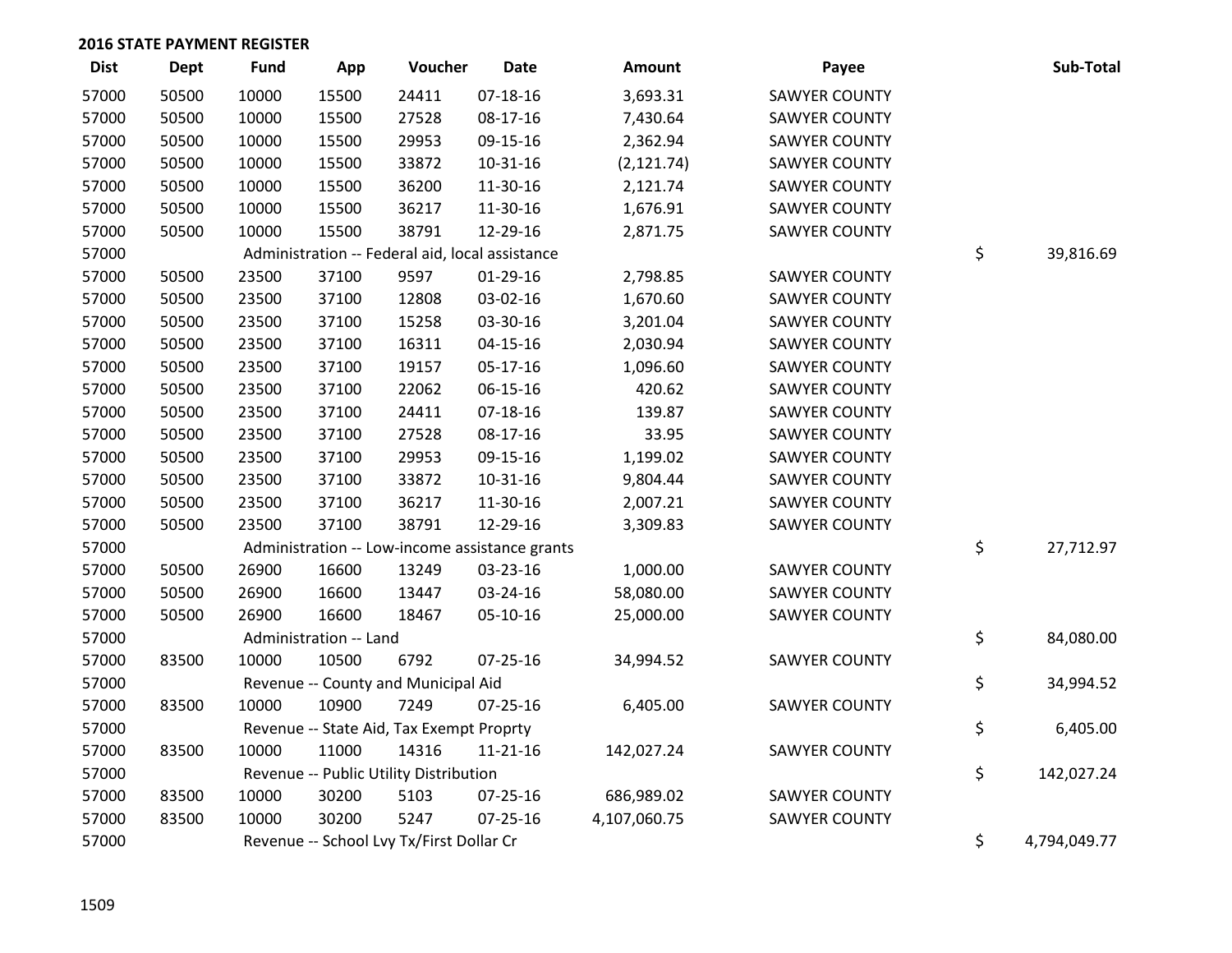## 2016 STATE PAYMENT REGISTER

| Dist | Dept | Fund | App | Voucher | Date | Amount | Payee | Sub-Total |
|---|---|---|---|---|---|---|---|---|
| 57000 | 50500 | 10000 | 15500 | 24411 | 07-18-16 | 3,693.31 | SAWYER COUNTY | |
| 57000 | 50500 | 10000 | 15500 | 27528 | 08-17-16 | 7,430.64 | SAWYER COUNTY | |
| 57000 | 50500 | 10000 | 15500 | 29953 | 09-15-16 | 2,362.94 | SAWYER COUNTY | |
| 57000 | 50500 | 10000 | 15500 | 33872 | 10-31-16 | (2,121.74) | SAWYER COUNTY | |
| 57000 | 50500 | 10000 | 15500 | 36200 | 11-30-16 | 2,121.74 | SAWYER COUNTY | |
| 57000 | 50500 | 10000 | 15500 | 36217 | 11-30-16 | 1,676.91 | SAWYER COUNTY | |
| 57000 | 50500 | 10000 | 15500 | 38791 | 12-29-16 | 2,871.75 | SAWYER COUNTY | |
| 57000 | | Administration -- Federal aid, local assistance | | | | | | $ 39,816.69 |
| 57000 | 50500 | 23500 | 37100 | 9597 | 01-29-16 | 2,798.85 | SAWYER COUNTY | |
| 57000 | 50500 | 23500 | 37100 | 12808 | 03-02-16 | 1,670.60 | SAWYER COUNTY | |
| 57000 | 50500 | 23500 | 37100 | 15258 | 03-30-16 | 3,201.04 | SAWYER COUNTY | |
| 57000 | 50500 | 23500 | 37100 | 16311 | 04-15-16 | 2,030.94 | SAWYER COUNTY | |
| 57000 | 50500 | 23500 | 37100 | 19157 | 05-17-16 | 1,096.60 | SAWYER COUNTY | |
| 57000 | 50500 | 23500 | 37100 | 22062 | 06-15-16 | 420.62 | SAWYER COUNTY | |
| 57000 | 50500 | 23500 | 37100 | 24411 | 07-18-16 | 139.87 | SAWYER COUNTY | |
| 57000 | 50500 | 23500 | 37100 | 27528 | 08-17-16 | 33.95 | SAWYER COUNTY | |
| 57000 | 50500 | 23500 | 37100 | 29953 | 09-15-16 | 1,199.02 | SAWYER COUNTY | |
| 57000 | 50500 | 23500 | 37100 | 33872 | 10-31-16 | 9,804.44 | SAWYER COUNTY | |
| 57000 | 50500 | 23500 | 37100 | 36217 | 11-30-16 | 2,007.21 | SAWYER COUNTY | |
| 57000 | 50500 | 23500 | 37100 | 38791 | 12-29-16 | 3,309.83 | SAWYER COUNTY | |
| 57000 | | Administration -- Low-income assistance grants | | | | | | $ 27,712.97 |
| 57000 | 50500 | 26900 | 16600 | 13249 | 03-23-16 | 1,000.00 | SAWYER COUNTY | |
| 57000 | 50500 | 26900 | 16600 | 13447 | 03-24-16 | 58,080.00 | SAWYER COUNTY | |
| 57000 | 50500 | 26900 | 16600 | 18467 | 05-10-16 | 25,000.00 | SAWYER COUNTY | |
| 57000 | | Administration -- Land | | | | | | $ 84,080.00 |
| 57000 | 83500 | 10000 | 10500 | 6792 | 07-25-16 | 34,994.52 | SAWYER COUNTY | |
| 57000 | | Revenue -- County and Municipal Aid | | | | | | $ 34,994.52 |
| 57000 | 83500 | 10000 | 10900 | 7249 | 07-25-16 | 6,405.00 | SAWYER COUNTY | |
| 57000 | | Revenue -- State Aid, Tax Exempt Proprty | | | | | | $ 6,405.00 |
| 57000 | 83500 | 10000 | 11000 | 14316 | 11-21-16 | 142,027.24 | SAWYER COUNTY | |
| 57000 | | Revenue -- Public Utility Distribution | | | | | | $ 142,027.24 |
| 57000 | 83500 | 10000 | 30200 | 5103 | 07-25-16 | 686,989.02 | SAWYER COUNTY | |
| 57000 | 83500 | 10000 | 30200 | 5247 | 07-25-16 | 4,107,060.75 | SAWYER COUNTY | |
| 57000 | | Revenue -- School Lvy Tx/First Dollar Cr | | | | | | $ 4,794,049.77 |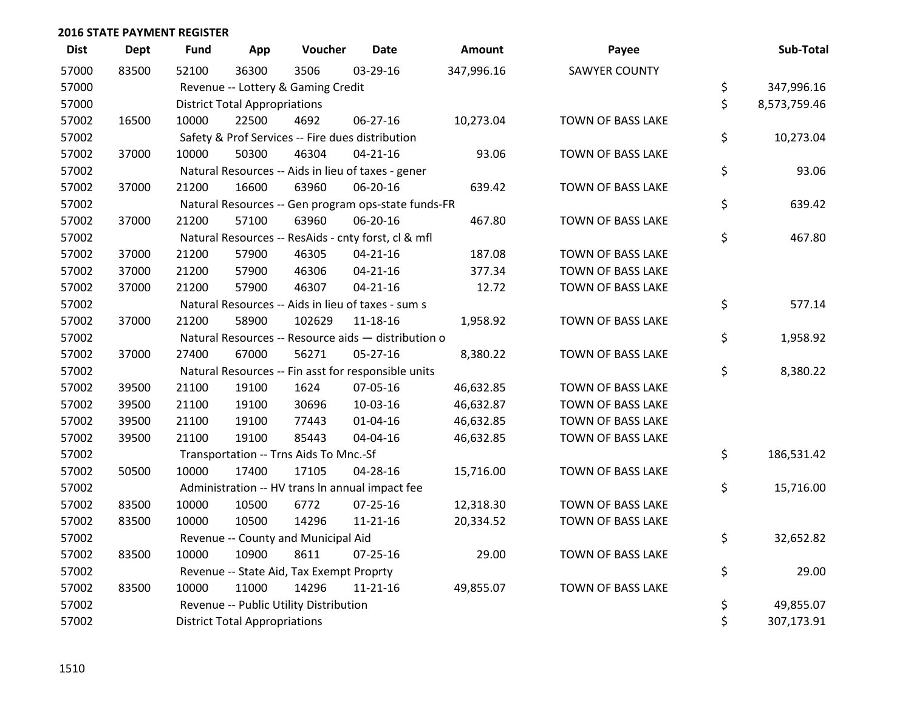## 2016 STATE PAYMENT REGISTER

| Dist | Dept | Fund | App | Voucher | Date | Amount | Payee | Sub-Total |
|---|---|---|---|---|---|---|---|---|
| 57000 | 83500 | 52100 | 36300 | 3506 | 03-29-16 | 347,996.16 | SAWYER COUNTY | |
| 57000 | | Revenue -- Lottery & Gaming Credit | | | | | | $ 347,996.16 |
| 57000 | | District Total Appropriations | | | | | | $ 8,573,759.46 |
| 57002 | 16500 | 10000 | 22500 | 4692 | 06-27-16 | 10,273.04 | TOWN OF BASS LAKE | |
| 57002 | | Safety & Prof Services -- Fire dues distribution | | | | | | $ 10,273.04 |
| 57002 | 37000 | 10000 | 50300 | 46304 | 04-21-16 | 93.06 | TOWN OF BASS LAKE | |
| 57002 | | Natural Resources -- Aids in lieu of taxes - gener | | | | | | $ 93.06 |
| 57002 | 37000 | 21200 | 16600 | 63960 | 06-20-16 | 639.42 | TOWN OF BASS LAKE | |
| 57002 | | Natural Resources -- Gen program ops-state funds-FR | | | | | | $ 639.42 |
| 57002 | 37000 | 21200 | 57100 | 63960 | 06-20-16 | 467.80 | TOWN OF BASS LAKE | |
| 57002 | | Natural Resources -- ResAids - cnty forst, cl & mfl | | | | | | $ 467.80 |
| 57002 | 37000 | 21200 | 57900 | 46305 | 04-21-16 | 187.08 | TOWN OF BASS LAKE | |
| 57002 | 37000 | 21200 | 57900 | 46306 | 04-21-16 | 377.34 | TOWN OF BASS LAKE | |
| 57002 | 37000 | 21200 | 57900 | 46307 | 04-21-16 | 12.72 | TOWN OF BASS LAKE | |
| 57002 | | Natural Resources -- Aids in lieu of taxes - sum s | | | | | | $ 577.14 |
| 57002 | 37000 | 21200 | 58900 | 102629 | 11-18-16 | 1,958.92 | TOWN OF BASS LAKE | |
| 57002 | | Natural Resources -- Resource aids — distribution o | | | | | | $ 1,958.92 |
| 57002 | 37000 | 27400 | 67000 | 56271 | 05-27-16 | 8,380.22 | TOWN OF BASS LAKE | |
| 57002 | | Natural Resources -- Fin asst for responsible units | | | | | | $ 8,380.22 |
| 57002 | 39500 | 21100 | 19100 | 1624 | 07-05-16 | 46,632.85 | TOWN OF BASS LAKE | |
| 57002 | 39500 | 21100 | 19100 | 30696 | 10-03-16 | 46,632.87 | TOWN OF BASS LAKE | |
| 57002 | 39500 | 21100 | 19100 | 77443 | 01-04-16 | 46,632.85 | TOWN OF BASS LAKE | |
| 57002 | 39500 | 21100 | 19100 | 85443 | 04-04-16 | 46,632.85 | TOWN OF BASS LAKE | |
| 57002 | | Transportation -- Trns Aids To Mnc.-Sf | | | | | | $ 186,531.42 |
| 57002 | 50500 | 10000 | 17400 | 17105 | 04-28-16 | 15,716.00 | TOWN OF BASS LAKE | |
| 57002 | | Administration -- HV trans ln annual impact fee | | | | | | $ 15,716.00 |
| 57002 | 83500 | 10000 | 10500 | 6772 | 07-25-16 | 12,318.30 | TOWN OF BASS LAKE | |
| 57002 | 83500 | 10000 | 10500 | 14296 | 11-21-16 | 20,334.52 | TOWN OF BASS LAKE | |
| 57002 | | Revenue -- County and Municipal Aid | | | | | | $ 32,652.82 |
| 57002 | 83500 | 10000 | 10900 | 8611 | 07-25-16 | 29.00 | TOWN OF BASS LAKE | |
| 57002 | | Revenue -- State Aid, Tax Exempt Proprty | | | | | | $ 29.00 |
| 57002 | 83500 | 10000 | 11000 | 14296 | 11-21-16 | 49,855.07 | TOWN OF BASS LAKE | |
| 57002 | | Revenue -- Public Utility Distribution | | | | | | $ 49,855.07 |
| 57002 | | District Total Appropriations | | | | | | $ 307,173.91 |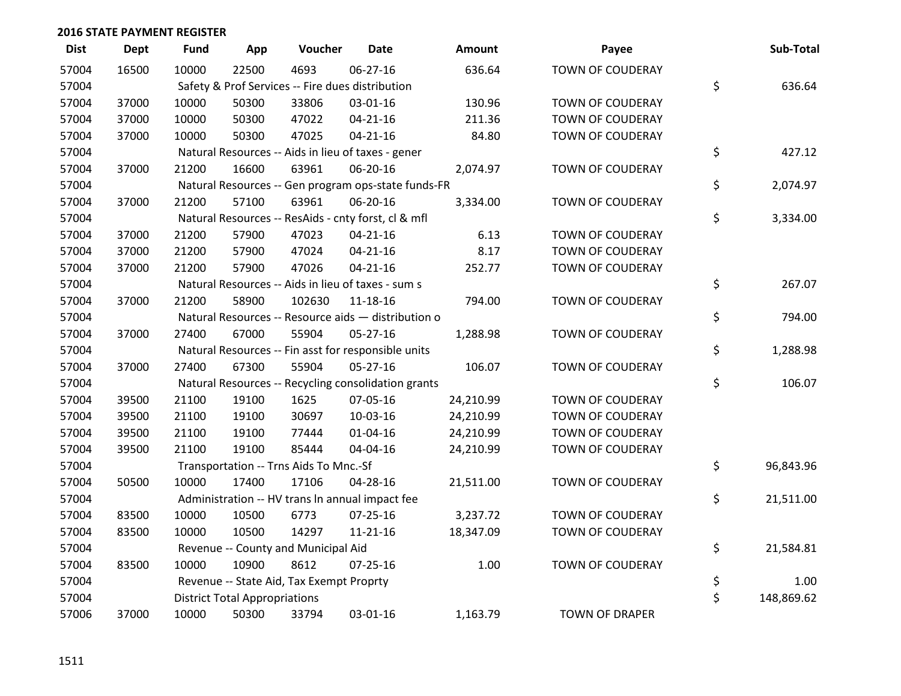## 2016 STATE PAYMENT REGISTER

| Dist | Dept | Fund | App | Voucher | Date | Amount | Payee | Sub-Total |
|---|---|---|---|---|---|---|---|---|
| 57004 | 16500 | 10000 | 22500 | 4693 | 06-27-16 | 636.64 | TOWN OF COUDERAY | |
| 57004 | | Safety & Prof Services -- Fire dues distribution | | | | | | $ 636.64 |
| 57004 | 37000 | 10000 | 50300 | 33806 | 03-01-16 | 130.96 | TOWN OF COUDERAY | |
| 57004 | 37000 | 10000 | 50300 | 47022 | 04-21-16 | 211.36 | TOWN OF COUDERAY | |
| 57004 | 37000 | 10000 | 50300 | 47025 | 04-21-16 | 84.80 | TOWN OF COUDERAY | |
| 57004 | | Natural Resources -- Aids in lieu of taxes - gener | | | | | | $ 427.12 |
| 57004 | 37000 | 21200 | 16600 | 63961 | 06-20-16 | 2,074.97 | TOWN OF COUDERAY | |
| 57004 | | Natural Resources -- Gen program ops-state funds-FR | | | | | | $ 2,074.97 |
| 57004 | 37000 | 21200 | 57100 | 63961 | 06-20-16 | 3,334.00 | TOWN OF COUDERAY | |
| 57004 | | Natural Resources -- ResAids - cnty forst, cl & mfl | | | | | | $ 3,334.00 |
| 57004 | 37000 | 21200 | 57900 | 47023 | 04-21-16 | 6.13 | TOWN OF COUDERAY | |
| 57004 | 37000 | 21200 | 57900 | 47024 | 04-21-16 | 8.17 | TOWN OF COUDERAY | |
| 57004 | 37000 | 21200 | 57900 | 47026 | 04-21-16 | 252.77 | TOWN OF COUDERAY | |
| 57004 | | Natural Resources -- Aids in lieu of taxes - sum s | | | | | | $ 267.07 |
| 57004 | 37000 | 21200 | 58900 | 102630 | 11-18-16 | 794.00 | TOWN OF COUDERAY | |
| 57004 | | Natural Resources -- Resource aids — distribution o | | | | | | $ 794.00 |
| 57004 | 37000 | 27400 | 67000 | 55904 | 05-27-16 | 1,288.98 | TOWN OF COUDERAY | |
| 57004 | | Natural Resources -- Fin asst for responsible units | | | | | | $ 1,288.98 |
| 57004 | 37000 | 27400 | 67300 | 55904 | 05-27-16 | 106.07 | TOWN OF COUDERAY | |
| 57004 | | Natural Resources -- Recycling consolidation grants | | | | | | $ 106.07 |
| 57004 | 39500 | 21100 | 19100 | 1625 | 07-05-16 | 24,210.99 | TOWN OF COUDERAY | |
| 57004 | 39500 | 21100 | 19100 | 30697 | 10-03-16 | 24,210.99 | TOWN OF COUDERAY | |
| 57004 | 39500 | 21100 | 19100 | 77444 | 01-04-16 | 24,210.99 | TOWN OF COUDERAY | |
| 57004 | 39500 | 21100 | 19100 | 85444 | 04-04-16 | 24,210.99 | TOWN OF COUDERAY | |
| 57004 | | Transportation -- Trns Aids To Mnc.-Sf | | | | | | $ 96,843.96 |
| 57004 | 50500 | 10000 | 17400 | 17106 | 04-28-16 | 21,511.00 | TOWN OF COUDERAY | |
| 57004 | | Administration -- HV trans ln annual impact fee | | | | | | $ 21,511.00 |
| 57004 | 83500 | 10000 | 10500 | 6773 | 07-25-16 | 3,237.72 | TOWN OF COUDERAY | |
| 57004 | 83500 | 10000 | 10500 | 14297 | 11-21-16 | 18,347.09 | TOWN OF COUDERAY | |
| 57004 | | Revenue -- County and Municipal Aid | | | | | | $ 21,584.81 |
| 57004 | 83500 | 10000 | 10900 | 8612 | 07-25-16 | 1.00 | TOWN OF COUDERAY | |
| 57004 | | Revenue -- State Aid, Tax Exempt Proprty | | | | | | $ 1.00 |
| 57004 | | District Total Appropriations | | | | | | $ 148,869.62 |
| 57006 | 37000 | 10000 | 50300 | 33794 | 03-01-16 | 1,163.79 | TOWN OF DRAPER | |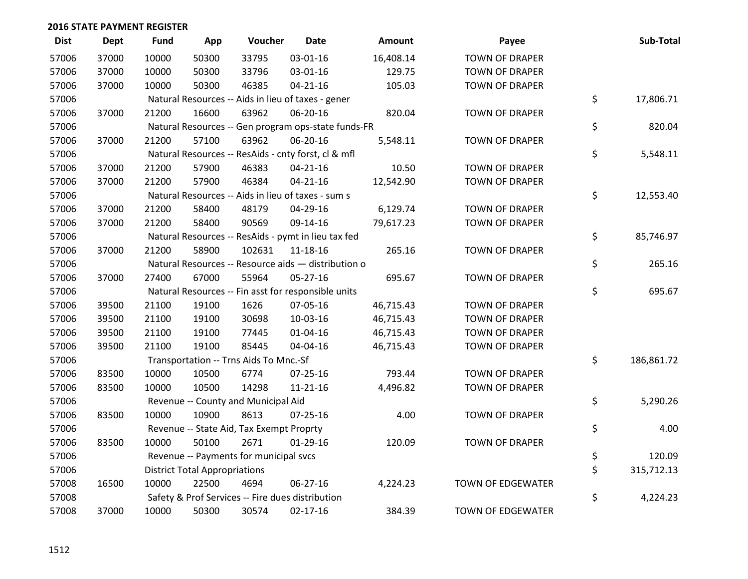## 2016 STATE PAYMENT REGISTER

| Dist | Dept | Fund | App | Voucher | Date | Amount | Payee | Sub-Total |
|---|---|---|---|---|---|---|---|---|
| 57006 | 37000 | 10000 | 50300 | 33795 | 03-01-16 | 16,408.14 | TOWN OF DRAPER | |
| 57006 | 37000 | 10000 | 50300 | 33796 | 03-01-16 | 129.75 | TOWN OF DRAPER | |
| 57006 | 37000 | 10000 | 50300 | 46385 | 04-21-16 | 105.03 | TOWN OF DRAPER | |
| 57006 | | Natural Resources -- Aids in lieu of taxes - gener | | | | | | $ 17,806.71 |
| 57006 | 37000 | 21200 | 16600 | 63962 | 06-20-16 | 820.04 | TOWN OF DRAPER | |
| 57006 | | Natural Resources -- Gen program ops-state funds-FR | | | | | | $ 820.04 |
| 57006 | 37000 | 21200 | 57100 | 63962 | 06-20-16 | 5,548.11 | TOWN OF DRAPER | |
| 57006 | | Natural Resources -- ResAids - cnty forst, cl & mfl | | | | | | $ 5,548.11 |
| 57006 | 37000 | 21200 | 57900 | 46383 | 04-21-16 | 10.50 | TOWN OF DRAPER | |
| 57006 | 37000 | 21200 | 57900 | 46384 | 04-21-16 | 12,542.90 | TOWN OF DRAPER | |
| 57006 | | Natural Resources -- Aids in lieu of taxes - sum s | | | | | | $ 12,553.40 |
| 57006 | 37000 | 21200 | 58400 | 48179 | 04-29-16 | 6,129.74 | TOWN OF DRAPER | |
| 57006 | 37000 | 21200 | 58400 | 90569 | 09-14-16 | 79,617.23 | TOWN OF DRAPER | |
| 57006 | | Natural Resources -- ResAids - pymt in lieu tax fed | | | | | | $ 85,746.97 |
| 57006 | 37000 | 21200 | 58900 | 102631 | 11-18-16 | 265.16 | TOWN OF DRAPER | |
| 57006 | | Natural Resources -- Resource aids — distribution o | | | | | | $ 265.16 |
| 57006 | 37000 | 27400 | 67000 | 55964 | 05-27-16 | 695.67 | TOWN OF DRAPER | |
| 57006 | | Natural Resources -- Fin asst for responsible units | | | | | | $ 695.67 |
| 57006 | 39500 | 21100 | 19100 | 1626 | 07-05-16 | 46,715.43 | TOWN OF DRAPER | |
| 57006 | 39500 | 21100 | 19100 | 30698 | 10-03-16 | 46,715.43 | TOWN OF DRAPER | |
| 57006 | 39500 | 21100 | 19100 | 77445 | 01-04-16 | 46,715.43 | TOWN OF DRAPER | |
| 57006 | 39500 | 21100 | 19100 | 85445 | 04-04-16 | 46,715.43 | TOWN OF DRAPER | |
| 57006 | | Transportation -- Trns Aids To Mnc.-Sf | | | | | | $ 186,861.72 |
| 57006 | 83500 | 10000 | 10500 | 6774 | 07-25-16 | 793.44 | TOWN OF DRAPER | |
| 57006 | 83500 | 10000 | 10500 | 14298 | 11-21-16 | 4,496.82 | TOWN OF DRAPER | |
| 57006 | | Revenue -- County and Municipal Aid | | | | | | $ 5,290.26 |
| 57006 | 83500 | 10000 | 10900 | 8613 | 07-25-16 | 4.00 | TOWN OF DRAPER | |
| 57006 | | Revenue -- State Aid, Tax Exempt Proprty | | | | | | $ 4.00 |
| 57006 | 83500 | 10000 | 50100 | 2671 | 01-29-16 | 120.09 | TOWN OF DRAPER | |
| 57006 | | Revenue -- Payments for municipal svcs | | | | | | $ 120.09 |
| 57006 | | District Total Appropriations | | | | | | $ 315,712.13 |
| 57008 | 16500 | 10000 | 22500 | 4694 | 06-27-16 | 4,224.23 | TOWN OF EDGEWATER | |
| 57008 | | Safety & Prof Services -- Fire dues distribution | | | | | | $ 4,224.23 |
| 57008 | 37000 | 10000 | 50300 | 30574 | 02-17-16 | 384.39 | TOWN OF EDGEWATER | |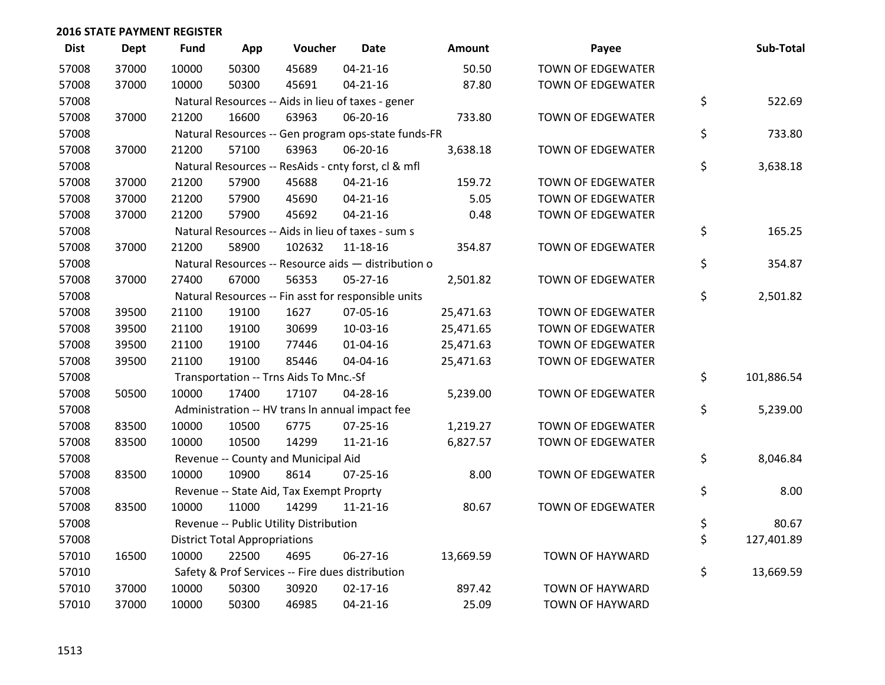## 2016 STATE PAYMENT REGISTER

| Dist | Dept | Fund | App | Voucher | Date | Amount | Payee | Sub-Total |
|---|---|---|---|---|---|---|---|---|
| 57008 | 37000 | 10000 | 50300 | 45689 | 04-21-16 | 50.50 | TOWN OF EDGEWATER | |
| 57008 | 37000 | 10000 | 50300 | 45691 | 04-21-16 | 87.80 | TOWN OF EDGEWATER | |
| 57008 | | Natural Resources -- Aids in lieu of taxes - gener | | | | | | $ 522.69 |
| 57008 | 37000 | 21200 | 16600 | 63963 | 06-20-16 | 733.80 | TOWN OF EDGEWATER | |
| 57008 | | Natural Resources -- Gen program ops-state funds-FR | | | | | | $ 733.80 |
| 57008 | 37000 | 21200 | 57100 | 63963 | 06-20-16 | 3,638.18 | TOWN OF EDGEWATER | |
| 57008 | | Natural Resources -- ResAids - cnty forst, cl & mfl | | | | | | $ 3,638.18 |
| 57008 | 37000 | 21200 | 57900 | 45688 | 04-21-16 | 159.72 | TOWN OF EDGEWATER | |
| 57008 | 37000 | 21200 | 57900 | 45690 | 04-21-16 | 5.05 | TOWN OF EDGEWATER | |
| 57008 | 37000 | 21200 | 57900 | 45692 | 04-21-16 | 0.48 | TOWN OF EDGEWATER | |
| 57008 | | Natural Resources -- Aids in lieu of taxes - sum s | | | | | | $ 165.25 |
| 57008 | 37000 | 21200 | 58900 | 102632 | 11-18-16 | 354.87 | TOWN OF EDGEWATER | |
| 57008 | | Natural Resources -- Resource aids — distribution o | | | | | | $ 354.87 |
| 57008 | 37000 | 27400 | 67000 | 56353 | 05-27-16 | 2,501.82 | TOWN OF EDGEWATER | |
| 57008 | | Natural Resources -- Fin asst for responsible units | | | | | | $ 2,501.82 |
| 57008 | 39500 | 21100 | 19100 | 1627 | 07-05-16 | 25,471.63 | TOWN OF EDGEWATER | |
| 57008 | 39500 | 21100 | 19100 | 30699 | 10-03-16 | 25,471.65 | TOWN OF EDGEWATER | |
| 57008 | 39500 | 21100 | 19100 | 77446 | 01-04-16 | 25,471.63 | TOWN OF EDGEWATER | |
| 57008 | 39500 | 21100 | 19100 | 85446 | 04-04-16 | 25,471.63 | TOWN OF EDGEWATER | |
| 57008 | | Transportation -- Trns Aids To Mnc.-Sf | | | | | | $ 101,886.54 |
| 57008 | 50500 | 10000 | 17400 | 17107 | 04-28-16 | 5,239.00 | TOWN OF EDGEWATER | |
| 57008 | | Administration -- HV trans ln annual impact fee | | | | | | $ 5,239.00 |
| 57008 | 83500 | 10000 | 10500 | 6775 | 07-25-16 | 1,219.27 | TOWN OF EDGEWATER | |
| 57008 | 83500 | 10000 | 10500 | 14299 | 11-21-16 | 6,827.57 | TOWN OF EDGEWATER | |
| 57008 | | Revenue -- County and Municipal Aid | | | | | | $ 8,046.84 |
| 57008 | 83500 | 10000 | 10900 | 8614 | 07-25-16 | 8.00 | TOWN OF EDGEWATER | |
| 57008 | | Revenue -- State Aid, Tax Exempt Proprty | | | | | | $ 8.00 |
| 57008 | 83500 | 10000 | 11000 | 14299 | 11-21-16 | 80.67 | TOWN OF EDGEWATER | |
| 57008 | | Revenue -- Public Utility Distribution | | | | | | $ 80.67 |
| 57008 | | District Total Appropriations | | | | | | $ 127,401.89 |
| 57010 | 16500 | 10000 | 22500 | 4695 | 06-27-16 | 13,669.59 | TOWN OF HAYWARD | |
| 57010 | | Safety & Prof Services -- Fire dues distribution | | | | | | $ 13,669.59 |
| 57010 | 37000 | 10000 | 50300 | 30920 | 02-17-16 | 897.42 | TOWN OF HAYWARD | |
| 57010 | 37000 | 10000 | 50300 | 46985 | 04-21-16 | 25.09 | TOWN OF HAYWARD | |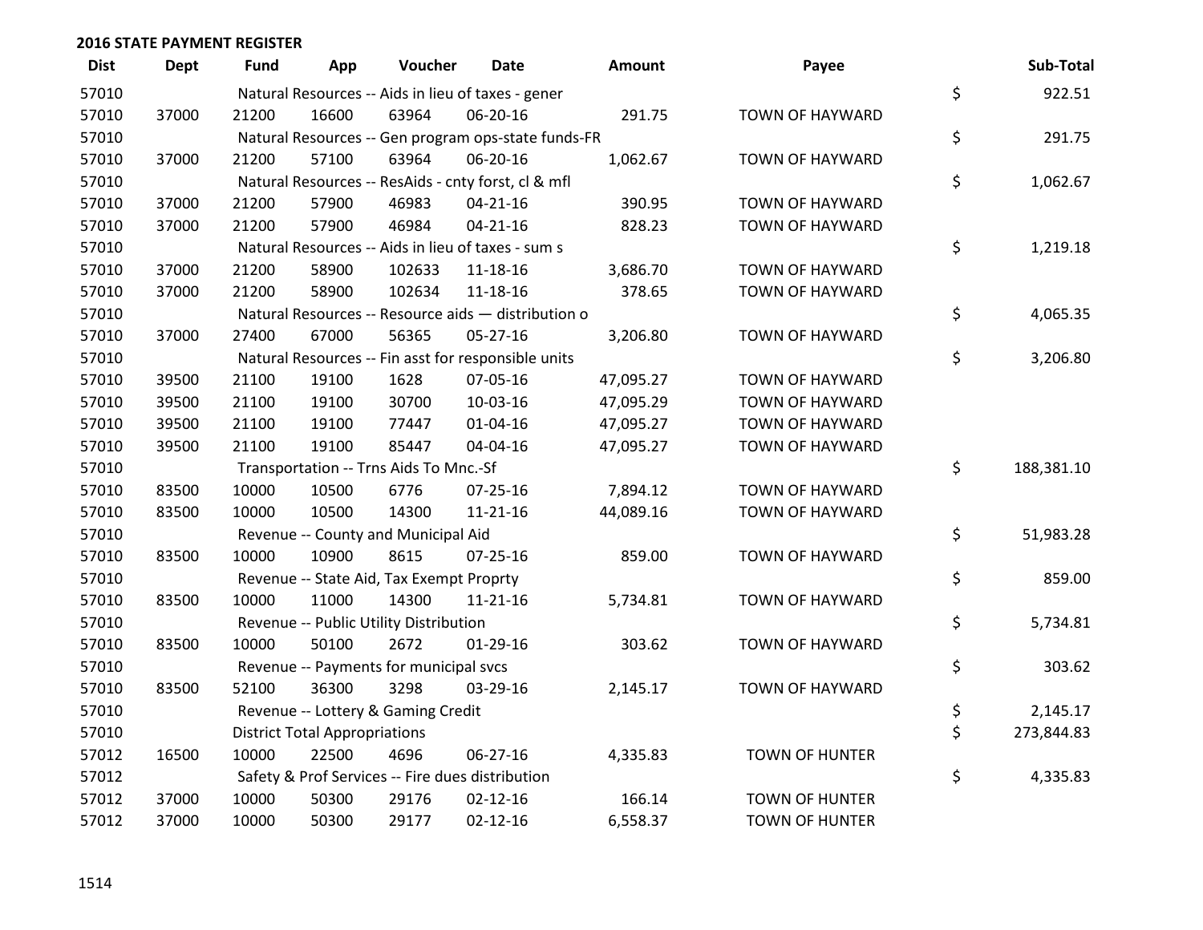## 2016 STATE PAYMENT REGISTER

| Dist | Dept | Fund | App | Voucher | Date | Amount | Payee | Sub-Total |
|---|---|---|---|---|---|---|---|---|
| 57010 | | Natural Resources -- Aids in lieu of taxes - gener | | | | | | $ 922.51 |
| 57010 | 37000 | 21200 | 16600 | 63964 | 06-20-16 | 291.75 | TOWN OF HAYWARD | |
| 57010 | | Natural Resources -- Gen program ops-state funds-FR | | | | | | $ 291.75 |
| 57010 | 37000 | 21200 | 57100 | 63964 | 06-20-16 | 1,062.67 | TOWN OF HAYWARD | |
| 57010 | | Natural Resources -- ResAids - cnty forst, cl & mfl | | | | | | $ 1,062.67 |
| 57010 | 37000 | 21200 | 57900 | 46983 | 04-21-16 | 390.95 | TOWN OF HAYWARD | |
| 57010 | 37000 | 21200 | 57900 | 46984 | 04-21-16 | 828.23 | TOWN OF HAYWARD | |
| 57010 | | Natural Resources -- Aids in lieu of taxes - sum s | | | | | | $ 1,219.18 |
| 57010 | 37000 | 21200 | 58900 | 102633 | 11-18-16 | 3,686.70 | TOWN OF HAYWARD | |
| 57010 | 37000 | 21200 | 58900 | 102634 | 11-18-16 | 378.65 | TOWN OF HAYWARD | |
| 57010 | | Natural Resources -- Resource aids — distribution o | | | | | | $ 4,065.35 |
| 57010 | 37000 | 27400 | 67000 | 56365 | 05-27-16 | 3,206.80 | TOWN OF HAYWARD | |
| 57010 | | Natural Resources -- Fin asst for responsible units | | | | | | $ 3,206.80 |
| 57010 | 39500 | 21100 | 19100 | 1628 | 07-05-16 | 47,095.27 | TOWN OF HAYWARD | |
| 57010 | 39500 | 21100 | 19100 | 30700 | 10-03-16 | 47,095.29 | TOWN OF HAYWARD | |
| 57010 | 39500 | 21100 | 19100 | 77447 | 01-04-16 | 47,095.27 | TOWN OF HAYWARD | |
| 57010 | 39500 | 21100 | 19100 | 85447 | 04-04-16 | 47,095.27 | TOWN OF HAYWARD | |
| 57010 | | Transportation -- Trns Aids To Mnc.-Sf | | | | | | $ 188,381.10 |
| 57010 | 83500 | 10000 | 10500 | 6776 | 07-25-16 | 7,894.12 | TOWN OF HAYWARD | |
| 57010 | 83500 | 10000 | 10500 | 14300 | 11-21-16 | 44,089.16 | TOWN OF HAYWARD | |
| 57010 | | Revenue -- County and Municipal Aid | | | | | | $ 51,983.28 |
| 57010 | 83500 | 10000 | 10900 | 8615 | 07-25-16 | 859.00 | TOWN OF HAYWARD | |
| 57010 | | Revenue -- State Aid, Tax Exempt Proprty | | | | | | $ 859.00 |
| 57010 | 83500 | 10000 | 11000 | 14300 | 11-21-16 | 5,734.81 | TOWN OF HAYWARD | |
| 57010 | | Revenue -- Public Utility Distribution | | | | | | $ 5,734.81 |
| 57010 | 83500 | 10000 | 50100 | 2672 | 01-29-16 | 303.62 | TOWN OF HAYWARD | |
| 57010 | | Revenue -- Payments for municipal svcs | | | | | | $ 303.62 |
| 57010 | 83500 | 52100 | 36300 | 3298 | 03-29-16 | 2,145.17 | TOWN OF HAYWARD | |
| 57010 | | Revenue -- Lottery & Gaming Credit | | | | | | $ 2,145.17 |
| 57010 | | District Total Appropriations | | | | | | $ 273,844.83 |
| 57012 | 16500 | 10000 | 22500 | 4696 | 06-27-16 | 4,335.83 | TOWN OF HUNTER | |
| 57012 | | Safety & Prof Services -- Fire dues distribution | | | | | | $ 4,335.83 |
| 57012 | 37000 | 10000 | 50300 | 29176 | 02-12-16 | 166.14 | TOWN OF HUNTER | |
| 57012 | 37000 | 10000 | 50300 | 29177 | 02-12-16 | 6,558.37 | TOWN OF HUNTER | |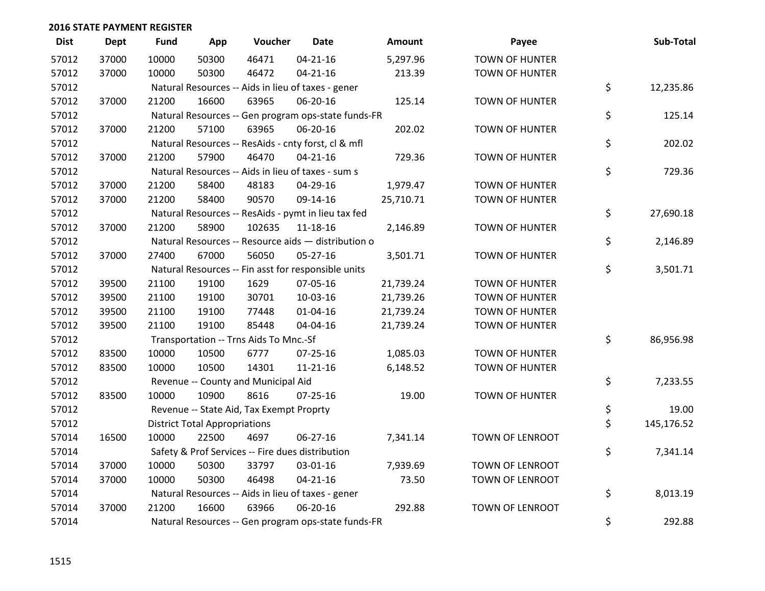## 2016 STATE PAYMENT REGISTER

| Dist | Dept | Fund | App | Voucher | Date | Amount | Payee | Sub-Total |
|---|---|---|---|---|---|---|---|---|
| 57012 | 37000 | 10000 | 50300 | 46471 | 04-21-16 | 5,297.96 | TOWN OF HUNTER | |
| 57012 | 37000 | 10000 | 50300 | 46472 | 04-21-16 | 213.39 | TOWN OF HUNTER | |
| 57012 | | Natural Resources -- Aids in lieu of taxes - gener | | | | | | $ 12,235.86 |
| 57012 | 37000 | 21200 | 16600 | 63965 | 06-20-16 | 125.14 | TOWN OF HUNTER | |
| 57012 | | Natural Resources -- Gen program ops-state funds-FR | | | | | | $ 125.14 |
| 57012 | 37000 | 21200 | 57100 | 63965 | 06-20-16 | 202.02 | TOWN OF HUNTER | |
| 57012 | | Natural Resources -- ResAids - cnty forst, cl & mfl | | | | | | $ 202.02 |
| 57012 | 37000 | 21200 | 57900 | 46470 | 04-21-16 | 729.36 | TOWN OF HUNTER | |
| 57012 | | Natural Resources -- Aids in lieu of taxes - sum s | | | | | | $ 729.36 |
| 57012 | 37000 | 21200 | 58400 | 48183 | 04-29-16 | 1,979.47 | TOWN OF HUNTER | |
| 57012 | 37000 | 21200 | 58400 | 90570 | 09-14-16 | 25,710.71 | TOWN OF HUNTER | |
| 57012 | | Natural Resources -- ResAids - pymt in lieu tax fed | | | | | | $ 27,690.18 |
| 57012 | 37000 | 21200 | 58900 | 102635 | 11-18-16 | 2,146.89 | TOWN OF HUNTER | |
| 57012 | | Natural Resources -- Resource aids — distribution o | | | | | | $ 2,146.89 |
| 57012 | 37000 | 27400 | 67000 | 56050 | 05-27-16 | 3,501.71 | TOWN OF HUNTER | |
| 57012 | | Natural Resources -- Fin asst for responsible units | | | | | | $ 3,501.71 |
| 57012 | 39500 | 21100 | 19100 | 1629 | 07-05-16 | 21,739.24 | TOWN OF HUNTER | |
| 57012 | 39500 | 21100 | 19100 | 30701 | 10-03-16 | 21,739.26 | TOWN OF HUNTER | |
| 57012 | 39500 | 21100 | 19100 | 77448 | 01-04-16 | 21,739.24 | TOWN OF HUNTER | |
| 57012 | 39500 | 21100 | 19100 | 85448 | 04-04-16 | 21,739.24 | TOWN OF HUNTER | |
| 57012 | | Transportation -- Trns Aids To Mnc.-Sf | | | | | | $ 86,956.98 |
| 57012 | 83500 | 10000 | 10500 | 6777 | 07-25-16 | 1,085.03 | TOWN OF HUNTER | |
| 57012 | 83500 | 10000 | 10500 | 14301 | 11-21-16 | 6,148.52 | TOWN OF HUNTER | |
| 57012 | | Revenue -- County and Municipal Aid | | | | | | $ 7,233.55 |
| 57012 | 83500 | 10000 | 10900 | 8616 | 07-25-16 | 19.00 | TOWN OF HUNTER | |
| 57012 | | Revenue -- State Aid, Tax Exempt Proprty | | | | | | $ 19.00 |
| 57012 | | District Total Appropriations | | | | | | $ 145,176.52 |
| 57014 | 16500 | 10000 | 22500 | 4697 | 06-27-16 | 7,341.14 | TOWN OF LENROOT | |
| 57014 | | Safety & Prof Services -- Fire dues distribution | | | | | | $ 7,341.14 |
| 57014 | 37000 | 10000 | 50300 | 33797 | 03-01-16 | 7,939.69 | TOWN OF LENROOT | |
| 57014 | 37000 | 10000 | 50300 | 46498 | 04-21-16 | 73.50 | TOWN OF LENROOT | |
| 57014 | | Natural Resources -- Aids in lieu of taxes - gener | | | | | | $ 8,013.19 |
| 57014 | 37000 | 21200 | 16600 | 63966 | 06-20-16 | 292.88 | TOWN OF LENROOT | |
| 57014 | | Natural Resources -- Gen program ops-state funds-FR | | | | | | $ 292.88 |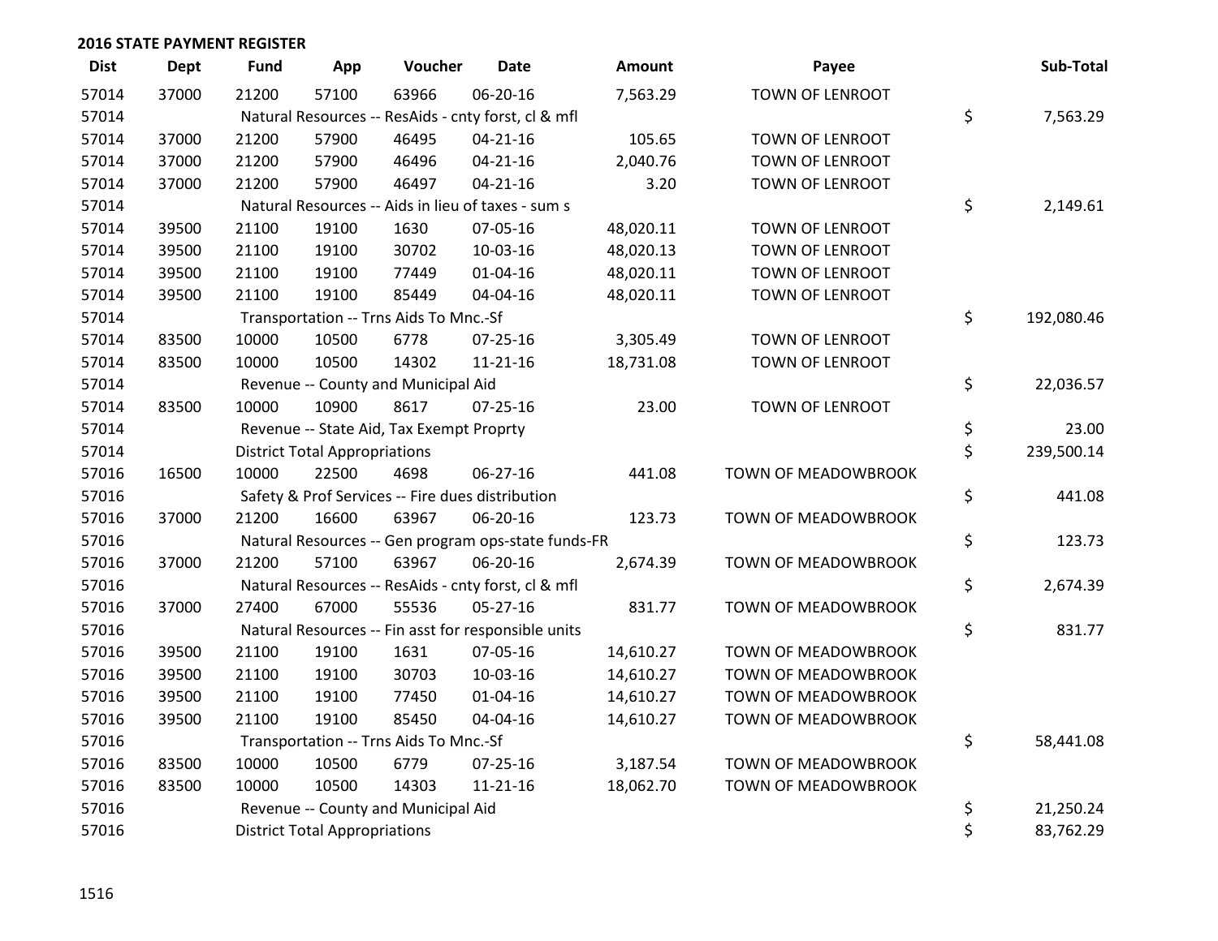## 2016 STATE PAYMENT REGISTER

| Dist | Dept | Fund | App | Voucher | Date | Amount | Payee | Sub-Total |
|---|---|---|---|---|---|---|---|---|
| 57014 | 37000 | 21200 | 57100 | 63966 | 06-20-16 | 7,563.29 | TOWN OF LENROOT | |
| 57014 | | Natural Resources -- ResAids - cnty forst, cl & mfl | | | | | | $ 7,563.29 |
| 57014 | 37000 | 21200 | 57900 | 46495 | 04-21-16 | 105.65 | TOWN OF LENROOT | |
| 57014 | 37000 | 21200 | 57900 | 46496 | 04-21-16 | 2,040.76 | TOWN OF LENROOT | |
| 57014 | 37000 | 21200 | 57900 | 46497 | 04-21-16 | 3.20 | TOWN OF LENROOT | |
| 57014 | | Natural Resources -- Aids in lieu of taxes - sum s | | | | | | $ 2,149.61 |
| 57014 | 39500 | 21100 | 19100 | 1630 | 07-05-16 | 48,020.11 | TOWN OF LENROOT | |
| 57014 | 39500 | 21100 | 19100 | 30702 | 10-03-16 | 48,020.13 | TOWN OF LENROOT | |
| 57014 | 39500 | 21100 | 19100 | 77449 | 01-04-16 | 48,020.11 | TOWN OF LENROOT | |
| 57014 | 39500 | 21100 | 19100 | 85449 | 04-04-16 | 48,020.11 | TOWN OF LENROOT | |
| 57014 | | Transportation -- Trns Aids To Mnc.-Sf | | | | | | $ 192,080.46 |
| 57014 | 83500 | 10000 | 10500 | 6778 | 07-25-16 | 3,305.49 | TOWN OF LENROOT | |
| 57014 | 83500 | 10000 | 10500 | 14302 | 11-21-16 | 18,731.08 | TOWN OF LENROOT | |
| 57014 | | Revenue -- County and Municipal Aid | | | | | | $ 22,036.57 |
| 57014 | 83500 | 10000 | 10900 | 8617 | 07-25-16 | 23.00 | TOWN OF LENROOT | |
| 57014 | | Revenue -- State Aid, Tax Exempt Proprty | | | | | | $ 23.00 |
| 57014 | | District Total Appropriations | | | | | | $ 239,500.14 |
| 57016 | 16500 | 10000 | 22500 | 4698 | 06-27-16 | 441.08 | TOWN OF MEADOWBROOK | |
| 57016 | | Safety & Prof Services -- Fire dues distribution | | | | | | $ 441.08 |
| 57016 | 37000 | 21200 | 16600 | 63967 | 06-20-16 | 123.73 | TOWN OF MEADOWBROOK | |
| 57016 | | Natural Resources -- Gen program ops-state funds-FR | | | | | | $ 123.73 |
| 57016 | 37000 | 21200 | 57100 | 63967 | 06-20-16 | 2,674.39 | TOWN OF MEADOWBROOK | |
| 57016 | | Natural Resources -- ResAids - cnty forst, cl & mfl | | | | | | $ 2,674.39 |
| 57016 | 37000 | 27400 | 67000 | 55536 | 05-27-16 | 831.77 | TOWN OF MEADOWBROOK | |
| 57016 | | Natural Resources -- Fin asst for responsible units | | | | | | $ 831.77 |
| 57016 | 39500 | 21100 | 19100 | 1631 | 07-05-16 | 14,610.27 | TOWN OF MEADOWBROOK | |
| 57016 | 39500 | 21100 | 19100 | 30703 | 10-03-16 | 14,610.27 | TOWN OF MEADOWBROOK | |
| 57016 | 39500 | 21100 | 19100 | 77450 | 01-04-16 | 14,610.27 | TOWN OF MEADOWBROOK | |
| 57016 | 39500 | 21100 | 19100 | 85450 | 04-04-16 | 14,610.27 | TOWN OF MEADOWBROOK | |
| 57016 | | Transportation -- Trns Aids To Mnc.-Sf | | | | | | $ 58,441.08 |
| 57016 | 83500 | 10000 | 10500 | 6779 | 07-25-16 | 3,187.54 | TOWN OF MEADOWBROOK | |
| 57016 | 83500 | 10000 | 10500 | 14303 | 11-21-16 | 18,062.70 | TOWN OF MEADOWBROOK | |
| 57016 | | Revenue -- County and Municipal Aid | | | | | | $ 21,250.24 |
| 57016 | | District Total Appropriations | | | | | | $ 83,762.29 |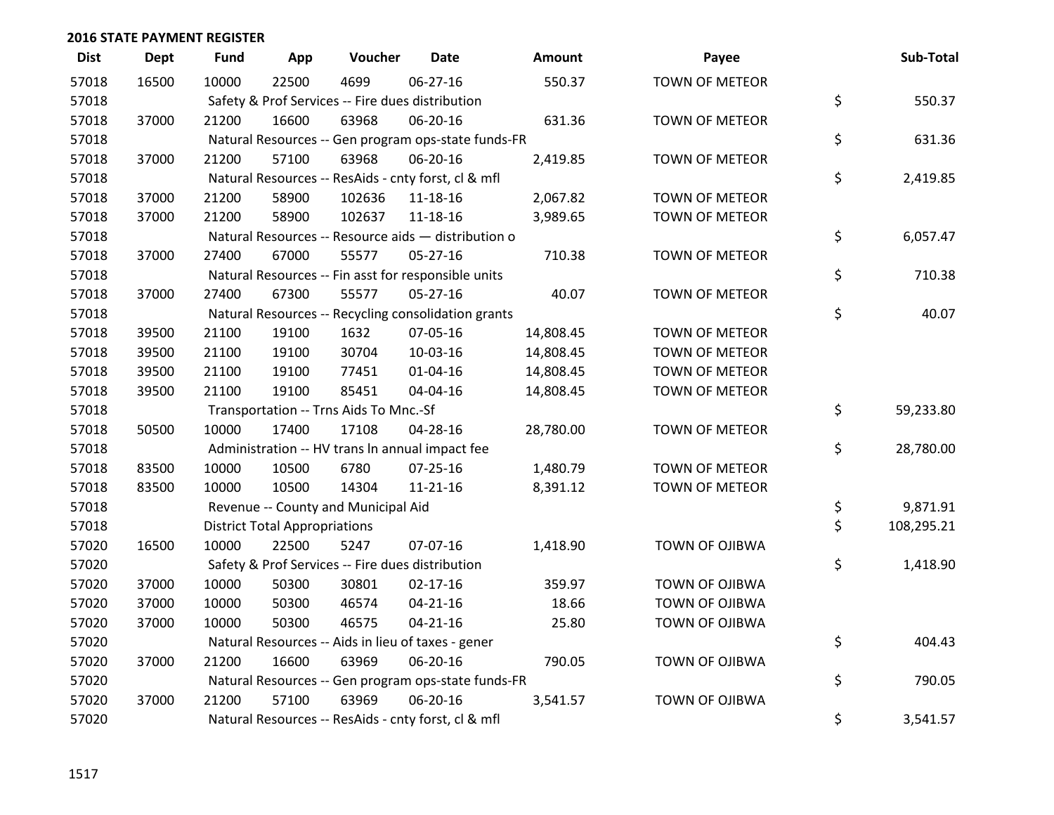## 2016 STATE PAYMENT REGISTER

| Dist | Dept | Fund | App | Voucher | Date | Amount | Payee | Sub-Total |
|---|---|---|---|---|---|---|---|---|
| 57018 | 16500 | 10000 | 22500 | 4699 | 06-27-16 | 550.37 | TOWN OF METEOR | |
| 57018 | | Safety & Prof Services -- Fire dues distribution | | | | | | $ 550.37 |
| 57018 | 37000 | 21200 | 16600 | 63968 | 06-20-16 | 631.36 | TOWN OF METEOR | |
| 57018 | | Natural Resources -- Gen program ops-state funds-FR | | | | | | $ 631.36 |
| 57018 | 37000 | 21200 | 57100 | 63968 | 06-20-16 | 2,419.85 | TOWN OF METEOR | |
| 57018 | | Natural Resources -- ResAids - cnty forst, cl & mfl | | | | | | $ 2,419.85 |
| 57018 | 37000 | 21200 | 58900 | 102636 | 11-18-16 | 2,067.82 | TOWN OF METEOR | |
| 57018 | 37000 | 21200 | 58900 | 102637 | 11-18-16 | 3,989.65 | TOWN OF METEOR | |
| 57018 | | Natural Resources -- Resource aids — distribution o | | | | | | $ 6,057.47 |
| 57018 | 37000 | 27400 | 67000 | 55577 | 05-27-16 | 710.38 | TOWN OF METEOR | |
| 57018 | | Natural Resources -- Fin asst for responsible units | | | | | | $ 710.38 |
| 57018 | 37000 | 27400 | 67300 | 55577 | 05-27-16 | 40.07 | TOWN OF METEOR | |
| 57018 | | Natural Resources -- Recycling consolidation grants | | | | | | $ 40.07 |
| 57018 | 39500 | 21100 | 19100 | 1632 | 07-05-16 | 14,808.45 | TOWN OF METEOR | |
| 57018 | 39500 | 21100 | 19100 | 30704 | 10-03-16 | 14,808.45 | TOWN OF METEOR | |
| 57018 | 39500 | 21100 | 19100 | 77451 | 01-04-16 | 14,808.45 | TOWN OF METEOR | |
| 57018 | 39500 | 21100 | 19100 | 85451 | 04-04-16 | 14,808.45 | TOWN OF METEOR | |
| 57018 | | Transportation -- Trns Aids To Mnc.-Sf | | | | | | $ 59,233.80 |
| 57018 | 50500 | 10000 | 17400 | 17108 | 04-28-16 | 28,780.00 | TOWN OF METEOR | |
| 57018 | | Administration -- HV trans ln annual impact fee | | | | | | $ 28,780.00 |
| 57018 | 83500 | 10000 | 10500 | 6780 | 07-25-16 | 1,480.79 | TOWN OF METEOR | |
| 57018 | 83500 | 10000 | 10500 | 14304 | 11-21-16 | 8,391.12 | TOWN OF METEOR | |
| 57018 | | Revenue -- County and Municipal Aid | | | | | | $ 9,871.91 |
| 57018 | | District Total Appropriations | | | | | | $ 108,295.21 |
| 57020 | 16500 | 10000 | 22500 | 5247 | 07-07-16 | 1,418.90 | TOWN OF OJIBWA | |
| 57020 | | Safety & Prof Services -- Fire dues distribution | | | | | | $ 1,418.90 |
| 57020 | 37000 | 10000 | 50300 | 30801 | 02-17-16 | 359.97 | TOWN OF OJIBWA | |
| 57020 | 37000 | 10000 | 50300 | 46574 | 04-21-16 | 18.66 | TOWN OF OJIBWA | |
| 57020 | 37000 | 10000 | 50300 | 46575 | 04-21-16 | 25.80 | TOWN OF OJIBWA | |
| 57020 | | Natural Resources -- Aids in lieu of taxes - gener | | | | | | $ 404.43 |
| 57020 | 37000 | 21200 | 16600 | 63969 | 06-20-16 | 790.05 | TOWN OF OJIBWA | |
| 57020 | | Natural Resources -- Gen program ops-state funds-FR | | | | | | $ 790.05 |
| 57020 | 37000 | 21200 | 57100 | 63969 | 06-20-16 | 3,541.57 | TOWN OF OJIBWA | |
| 57020 | | Natural Resources -- ResAids - cnty forst, cl & mfl | | | | | | $ 3,541.57 |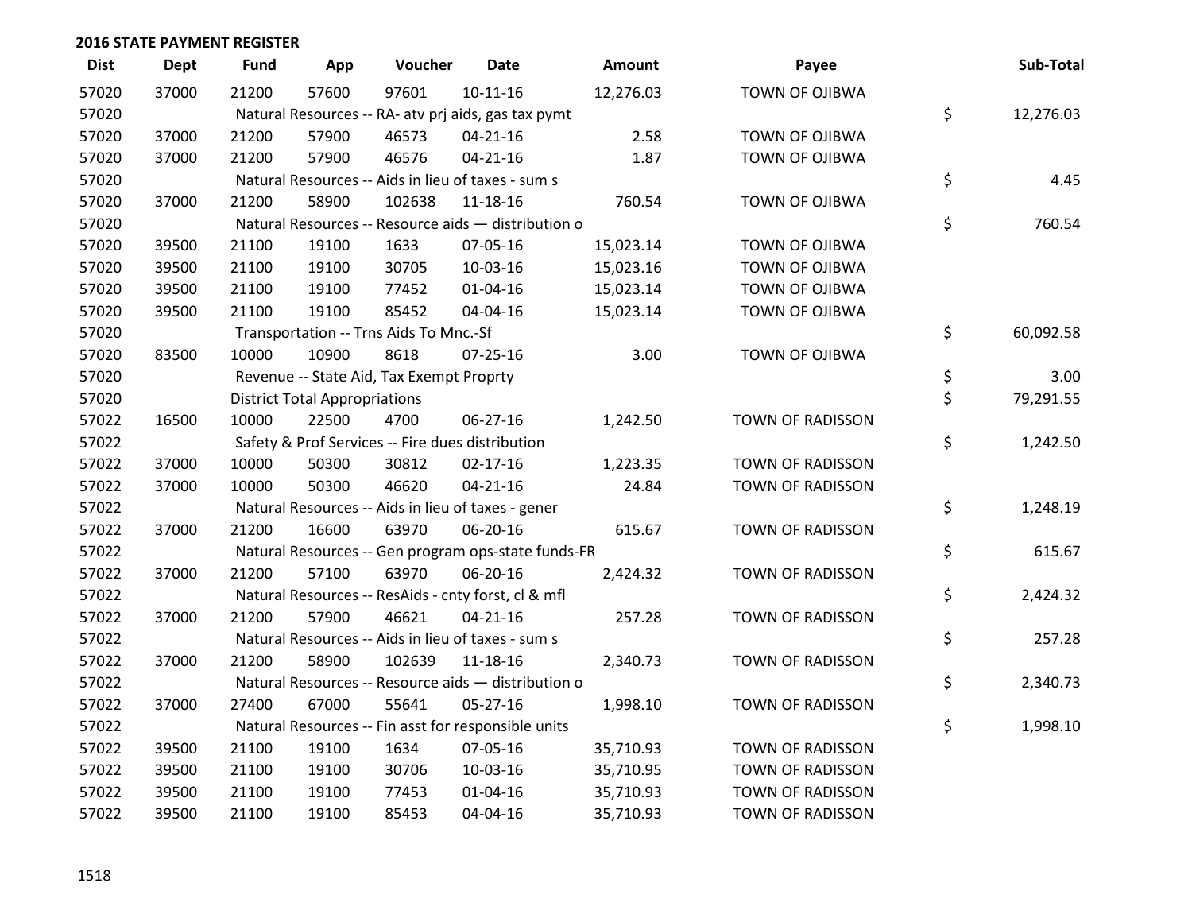**2016 STATE PAYMENT REGISTER**

| Dist | Dept | Fund | App | Voucher | Date | Amount | Payee | Sub-Total |
|---|---|---|---|---|---|---|---|---|
| 57020 | 37000 | 21200 | 57600 | 97601 | 10-11-16 | 12,276.03 | TOWN OF OJIBWA | |
| 57020 | | Natural Resources -- RA- atv prj aids, gas tax pymt | | | | | | $ 12,276.03 |
| 57020 | 37000 | 21200 | 57900 | 46573 | 04-21-16 | 2.58 | TOWN OF OJIBWA | |
| 57020 | 37000 | 21200 | 57900 | 46576 | 04-21-16 | 1.87 | TOWN OF OJIBWA | |
| 57020 | | Natural Resources -- Aids in lieu of taxes - sum s | | | | | | $ 4.45 |
| 57020 | 37000 | 21200 | 58900 | 102638 | 11-18-16 | 760.54 | TOWN OF OJIBWA | |
| 57020 | | Natural Resources -- Resource aids — distribution o | | | | | | $ 760.54 |
| 57020 | 39500 | 21100 | 19100 | 1633 | 07-05-16 | 15,023.14 | TOWN OF OJIBWA | |
| 57020 | 39500 | 21100 | 19100 | 30705 | 10-03-16 | 15,023.16 | TOWN OF OJIBWA | |
| 57020 | 39500 | 21100 | 19100 | 77452 | 01-04-16 | 15,023.14 | TOWN OF OJIBWA | |
| 57020 | 39500 | 21100 | 19100 | 85452 | 04-04-16 | 15,023.14 | TOWN OF OJIBWA | |
| 57020 | | Transportation -- Trns Aids To Mnc.-Sf | | | | | | $ 60,092.58 |
| 57020 | 83500 | 10000 | 10900 | 8618 | 07-25-16 | 3.00 | TOWN OF OJIBWA | |
| 57020 | | Revenue -- State Aid, Tax Exempt Proprty | | | | | | $ 3.00 |
| 57020 | | District Total Appropriations | | | | | | $ 79,291.55 |
| 57022 | 16500 | 10000 | 22500 | 4700 | 06-27-16 | 1,242.50 | TOWN OF RADISSON | |
| 57022 | | Safety & Prof Services -- Fire dues distribution | | | | | | $ 1,242.50 |
| 57022 | 37000 | 10000 | 50300 | 30812 | 02-17-16 | 1,223.35 | TOWN OF RADISSON | |
| 57022 | 37000 | 10000 | 50300 | 46620 | 04-21-16 | 24.84 | TOWN OF RADISSON | |
| 57022 | | Natural Resources -- Aids in lieu of taxes - gener | | | | | | $ 1,248.19 |
| 57022 | 37000 | 21200 | 16600 | 63970 | 06-20-16 | 615.67 | TOWN OF RADISSON | |
| 57022 | | Natural Resources -- Gen program ops-state funds-FR | | | | | | $ 615.67 |
| 57022 | 37000 | 21200 | 57100 | 63970 | 06-20-16 | 2,424.32 | TOWN OF RADISSON | |
| 57022 | | Natural Resources -- ResAids - cnty forst, cl & mfl | | | | | | $ 2,424.32 |
| 57022 | 37000 | 21200 | 57900 | 46621 | 04-21-16 | 257.28 | TOWN OF RADISSON | |
| 57022 | | Natural Resources -- Aids in lieu of taxes - sum s | | | | | | $ 257.28 |
| 57022 | 37000 | 21200 | 58900 | 102639 | 11-18-16 | 2,340.73 | TOWN OF RADISSON | |
| 57022 | | Natural Resources -- Resource aids — distribution o | | | | | | $ 2,340.73 |
| 57022 | 37000 | 27400 | 67000 | 55641 | 05-27-16 | 1,998.10 | TOWN OF RADISSON | |
| 57022 | | Natural Resources -- Fin asst for responsible units | | | | | | $ 1,998.10 |
| 57022 | 39500 | 21100 | 19100 | 1634 | 07-05-16 | 35,710.93 | TOWN OF RADISSON | |
| 57022 | 39500 | 21100 | 19100 | 30706 | 10-03-16 | 35,710.95 | TOWN OF RADISSON | |
| 57022 | 39500 | 21100 | 19100 | 77453 | 01-04-16 | 35,710.93 | TOWN OF RADISSON | |
| 57022 | 39500 | 21100 | 19100 | 85453 | 04-04-16 | 35,710.93 | TOWN OF RADISSON | |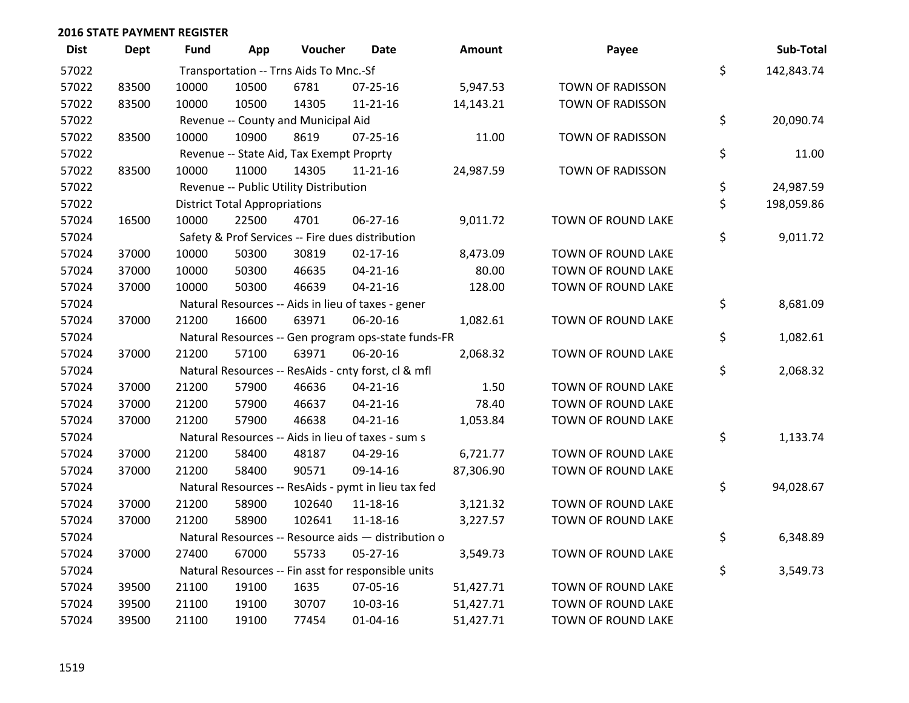## 2016 STATE PAYMENT REGISTER

| Dist | Dept | Fund | App | Voucher | Date | Amount | Payee | | Sub-Total |
|---|---|---|---|---|---|---|---|---|---|
| 57022 | | Transportation -- Trns Aids To Mnc.-Sf | | | | | | $ | 142,843.74 |
| 57022 | 83500 | 10000 | 10500 | 6781 | 07-25-16 | 5,947.53 | TOWN OF RADISSON | | |
| 57022 | 83500 | 10000 | 10500 | 14305 | 11-21-16 | 14,143.21 | TOWN OF RADISSON | | |
| 57022 | | Revenue -- County and Municipal Aid | | | | | | $ | 20,090.74 |
| 57022 | 83500 | 10000 | 10900 | 8619 | 07-25-16 | 11.00 | TOWN OF RADISSON | | |
| 57022 | | Revenue -- State Aid, Tax Exempt Proprty | | | | | | $ | 11.00 |
| 57022 | 83500 | 10000 | 11000 | 14305 | 11-21-16 | 24,987.59 | TOWN OF RADISSON | | |
| 57022 | | Revenue -- Public Utility Distribution | | | | | | $ | 24,987.59 |
| 57022 | | District Total Appropriations | | | | | | $ | 198,059.86 |
| 57024 | 16500 | 10000 | 22500 | 4701 | 06-27-16 | 9,011.72 | TOWN OF ROUND LAKE | | |
| 57024 | | Safety & Prof Services -- Fire dues distribution | | | | | | $ | 9,011.72 |
| 57024 | 37000 | 10000 | 50300 | 30819 | 02-17-16 | 8,473.09 | TOWN OF ROUND LAKE | | |
| 57024 | 37000 | 10000 | 50300 | 46635 | 04-21-16 | 80.00 | TOWN OF ROUND LAKE | | |
| 57024 | 37000 | 10000 | 50300 | 46639 | 04-21-16 | 128.00 | TOWN OF ROUND LAKE | | |
| 57024 | | Natural Resources -- Aids in lieu of taxes - gener | | | | | | $ | 8,681.09 |
| 57024 | 37000 | 21200 | 16600 | 63971 | 06-20-16 | 1,082.61 | TOWN OF ROUND LAKE | | |
| 57024 | | Natural Resources -- Gen program ops-state funds-FR | | | | | | $ | 1,082.61 |
| 57024 | 37000 | 21200 | 57100 | 63971 | 06-20-16 | 2,068.32 | TOWN OF ROUND LAKE | | |
| 57024 | | Natural Resources -- ResAids - cnty forst, cl & mfl | | | | | | $ | 2,068.32 |
| 57024 | 37000 | 21200 | 57900 | 46636 | 04-21-16 | 1.50 | TOWN OF ROUND LAKE | | |
| 57024 | 37000 | 21200 | 57900 | 46637 | 04-21-16 | 78.40 | TOWN OF ROUND LAKE | | |
| 57024 | 37000 | 21200 | 57900 | 46638 | 04-21-16 | 1,053.84 | TOWN OF ROUND LAKE | | |
| 57024 | | Natural Resources -- Aids in lieu of taxes - sum s | | | | | | $ | 1,133.74 |
| 57024 | 37000 | 21200 | 58400 | 48187 | 04-29-16 | 6,721.77 | TOWN OF ROUND LAKE | | |
| 57024 | 37000 | 21200 | 58400 | 90571 | 09-14-16 | 87,306.90 | TOWN OF ROUND LAKE | | |
| 57024 | | Natural Resources -- ResAids - pymt in lieu tax fed | | | | | | $ | 94,028.67 |
| 57024 | 37000 | 21200 | 58900 | 102640 | 11-18-16 | 3,121.32 | TOWN OF ROUND LAKE | | |
| 57024 | 37000 | 21200 | 58900 | 102641 | 11-18-16 | 3,227.57 | TOWN OF ROUND LAKE | | |
| 57024 | | Natural Resources -- Resource aids — distribution o | | | | | | $ | 6,348.89 |
| 57024 | 37000 | 27400 | 67000 | 55733 | 05-27-16 | 3,549.73 | TOWN OF ROUND LAKE | | |
| 57024 | | Natural Resources -- Fin asst for responsible units | | | | | | $ | 3,549.73 |
| 57024 | 39500 | 21100 | 19100 | 1635 | 07-05-16 | 51,427.71 | TOWN OF ROUND LAKE | | |
| 57024 | 39500 | 21100 | 19100 | 30707 | 10-03-16 | 51,427.71 | TOWN OF ROUND LAKE | | |
| 57024 | 39500 | 21100 | 19100 | 77454 | 01-04-16 | 51,427.71 | TOWN OF ROUND LAKE | | |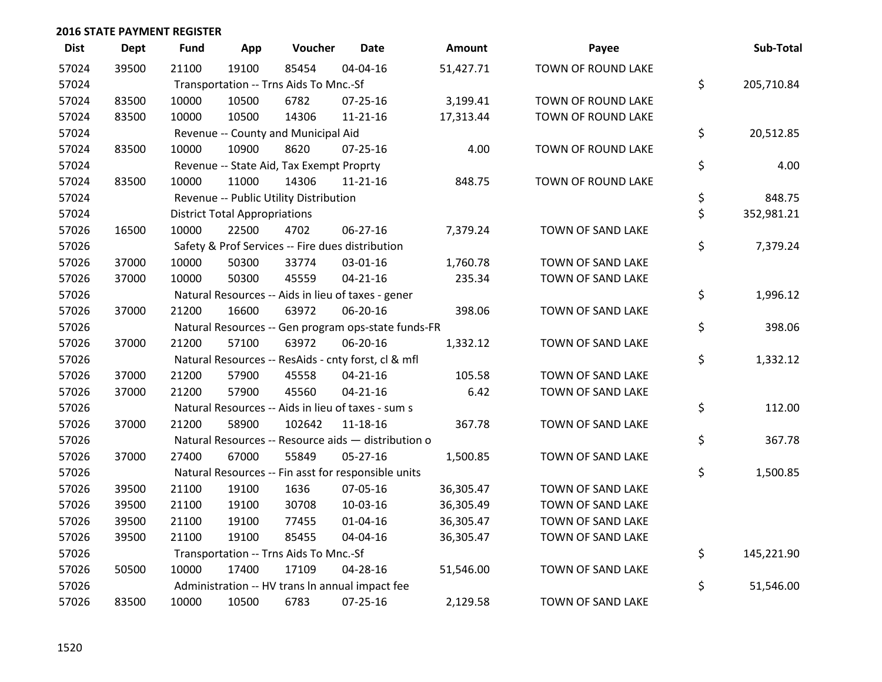## 2016 STATE PAYMENT REGISTER

| Dist | Dept | Fund | App | Voucher | Date | Amount | Payee | Sub-Total |
|---|---|---|---|---|---|---|---|---|
| 57024 | 39500 | 21100 | 19100 | 85454 | 04-04-16 | 51,427.71 | TOWN OF ROUND LAKE | |
| 57024 | | Transportation -- Trns Aids To Mnc.-Sf | | | | | | $ 205,710.84 |
| 57024 | 83500 | 10000 | 10500 | 6782 | 07-25-16 | 3,199.41 | TOWN OF ROUND LAKE | |
| 57024 | 83500 | 10000 | 10500 | 14306 | 11-21-16 | 17,313.44 | TOWN OF ROUND LAKE | |
| 57024 | | Revenue -- County and Municipal Aid | | | | | | $ 20,512.85 |
| 57024 | 83500 | 10000 | 10900 | 8620 | 07-25-16 | 4.00 | TOWN OF ROUND LAKE | |
| 57024 | | Revenue -- State Aid, Tax Exempt Proprty | | | | | | $ 4.00 |
| 57024 | 83500 | 10000 | 11000 | 14306 | 11-21-16 | 848.75 | TOWN OF ROUND LAKE | |
| 57024 | | Revenue -- Public Utility Distribution | | | | | | $ 848.75 |
| 57024 | | District Total Appropriations | | | | | | $ 352,981.21 |
| 57026 | 16500 | 10000 | 22500 | 4702 | 06-27-16 | 7,379.24 | TOWN OF SAND LAKE | |
| 57026 | | Safety & Prof Services -- Fire dues distribution | | | | | | $ 7,379.24 |
| 57026 | 37000 | 10000 | 50300 | 33774 | 03-01-16 | 1,760.78 | TOWN OF SAND LAKE | |
| 57026 | 37000 | 10000 | 50300 | 45559 | 04-21-16 | 235.34 | TOWN OF SAND LAKE | |
| 57026 | | Natural Resources -- Aids in lieu of taxes - gener | | | | | | $ 1,996.12 |
| 57026 | 37000 | 21200 | 16600 | 63972 | 06-20-16 | 398.06 | TOWN OF SAND LAKE | |
| 57026 | | Natural Resources -- Gen program ops-state funds-FR | | | | | | $ 398.06 |
| 57026 | 37000 | 21200 | 57100 | 63972 | 06-20-16 | 1,332.12 | TOWN OF SAND LAKE | |
| 57026 | | Natural Resources -- ResAids - cnty forst, cl & mfl | | | | | | $ 1,332.12 |
| 57026 | 37000 | 21200 | 57900 | 45558 | 04-21-16 | 105.58 | TOWN OF SAND LAKE | |
| 57026 | 37000 | 21200 | 57900 | 45560 | 04-21-16 | 6.42 | TOWN OF SAND LAKE | |
| 57026 | | Natural Resources -- Aids in lieu of taxes - sum s | | | | | | $ 112.00 |
| 57026 | 37000 | 21200 | 58900 | 102642 | 11-18-16 | 367.78 | TOWN OF SAND LAKE | |
| 57026 | | Natural Resources -- Resource aids — distribution o | | | | | | $ 367.78 |
| 57026 | 37000 | 27400 | 67000 | 55849 | 05-27-16 | 1,500.85 | TOWN OF SAND LAKE | |
| 57026 | | Natural Resources -- Fin asst for responsible units | | | | | | $ 1,500.85 |
| 57026 | 39500 | 21100 | 19100 | 1636 | 07-05-16 | 36,305.47 | TOWN OF SAND LAKE | |
| 57026 | 39500 | 21100 | 19100 | 30708 | 10-03-16 | 36,305.49 | TOWN OF SAND LAKE | |
| 57026 | 39500 | 21100 | 19100 | 77455 | 01-04-16 | 36,305.47 | TOWN OF SAND LAKE | |
| 57026 | 39500 | 21100 | 19100 | 85455 | 04-04-16 | 36,305.47 | TOWN OF SAND LAKE | |
| 57026 | | Transportation -- Trns Aids To Mnc.-Sf | | | | | | $ 145,221.90 |
| 57026 | 50500 | 10000 | 17400 | 17109 | 04-28-16 | 51,546.00 | TOWN OF SAND LAKE | |
| 57026 | | Administration -- HV trans ln annual impact fee | | | | | | $ 51,546.00 |
| 57026 | 83500 | 10000 | 10500 | 6783 | 07-25-16 | 2,129.58 | TOWN OF SAND LAKE | |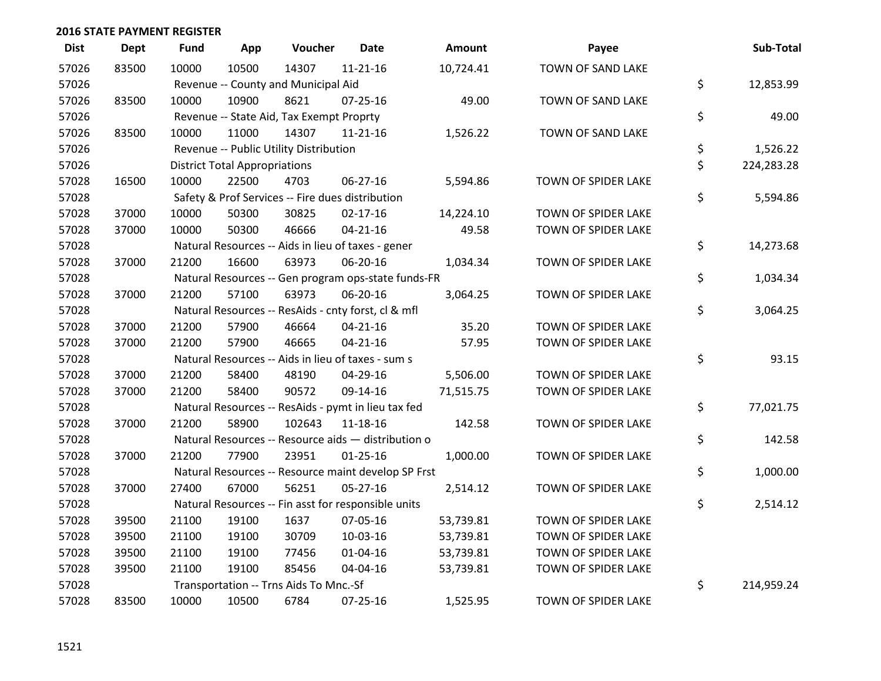## 2016 STATE PAYMENT REGISTER

| Dist | Dept | Fund | App | Voucher | Date | Amount | Payee | Sub-Total |
|---|---|---|---|---|---|---|---|---|
| 57026 | 83500 | 10000 | 10500 | 14307 | 11-21-16 | 10,724.41 | TOWN OF SAND LAKE | |
| 57026 | | Revenue -- County and Municipal Aid | | | | | | $ 12,853.99 |
| 57026 | 83500 | 10000 | 10900 | 8621 | 07-25-16 | 49.00 | TOWN OF SAND LAKE | |
| 57026 | | Revenue -- State Aid, Tax Exempt Proprty | | | | | | $ 49.00 |
| 57026 | 83500 | 10000 | 11000 | 14307 | 11-21-16 | 1,526.22 | TOWN OF SAND LAKE | |
| 57026 | | Revenue -- Public Utility Distribution | | | | | | $ 1,526.22 |
| 57026 | | District Total Appropriations | | | | | | $ 224,283.28 |
| 57028 | 16500 | 10000 | 22500 | 4703 | 06-27-16 | 5,594.86 | TOWN OF SPIDER LAKE | |
| 57028 | | Safety & Prof Services -- Fire dues distribution | | | | | | $ 5,594.86 |
| 57028 | 37000 | 10000 | 50300 | 30825 | 02-17-16 | 14,224.10 | TOWN OF SPIDER LAKE | |
| 57028 | 37000 | 10000 | 50300 | 46666 | 04-21-16 | 49.58 | TOWN OF SPIDER LAKE | |
| 57028 | | Natural Resources -- Aids in lieu of taxes - gener | | | | | | $ 14,273.68 |
| 57028 | 37000 | 21200 | 16600 | 63973 | 06-20-16 | 1,034.34 | TOWN OF SPIDER LAKE | |
| 57028 | | Natural Resources -- Gen program ops-state funds-FR | | | | | | $ 1,034.34 |
| 57028 | 37000 | 21200 | 57100 | 63973 | 06-20-16 | 3,064.25 | TOWN OF SPIDER LAKE | |
| 57028 | | Natural Resources -- ResAids - cnty forst, cl & mfl | | | | | | $ 3,064.25 |
| 57028 | 37000 | 21200 | 57900 | 46664 | 04-21-16 | 35.20 | TOWN OF SPIDER LAKE | |
| 57028 | 37000 | 21200 | 57900 | 46665 | 04-21-16 | 57.95 | TOWN OF SPIDER LAKE | |
| 57028 | | Natural Resources -- Aids in lieu of taxes - sum s | | | | | | $ 93.15 |
| 57028 | 37000 | 21200 | 58400 | 48190 | 04-29-16 | 5,506.00 | TOWN OF SPIDER LAKE | |
| 57028 | 37000 | 21200 | 58400 | 90572 | 09-14-16 | 71,515.75 | TOWN OF SPIDER LAKE | |
| 57028 | | Natural Resources -- ResAids - pymt in lieu tax fed | | | | | | $ 77,021.75 |
| 57028 | 37000 | 21200 | 58900 | 102643 | 11-18-16 | 142.58 | TOWN OF SPIDER LAKE | |
| 57028 | | Natural Resources -- Resource aids — distribution o | | | | | | $ 142.58 |
| 57028 | 37000 | 21200 | 77900 | 23951 | 01-25-16 | 1,000.00 | TOWN OF SPIDER LAKE | |
| 57028 | | Natural Resources -- Resource maint develop SP Frst | | | | | | $ 1,000.00 |
| 57028 | 37000 | 27400 | 67000 | 56251 | 05-27-16 | 2,514.12 | TOWN OF SPIDER LAKE | |
| 57028 | | Natural Resources -- Fin asst for responsible units | | | | | | $ 2,514.12 |
| 57028 | 39500 | 21100 | 19100 | 1637 | 07-05-16 | 53,739.81 | TOWN OF SPIDER LAKE | |
| 57028 | 39500 | 21100 | 19100 | 30709 | 10-03-16 | 53,739.81 | TOWN OF SPIDER LAKE | |
| 57028 | 39500 | 21100 | 19100 | 77456 | 01-04-16 | 53,739.81 | TOWN OF SPIDER LAKE | |
| 57028 | 39500 | 21100 | 19100 | 85456 | 04-04-16 | 53,739.81 | TOWN OF SPIDER LAKE | |
| 57028 | | Transportation -- Trns Aids To Mnc.-Sf | | | | | | $ 214,959.24 |
| 57028 | 83500 | 10000 | 10500 | 6784 | 07-25-16 | 1,525.95 | TOWN OF SPIDER LAKE | |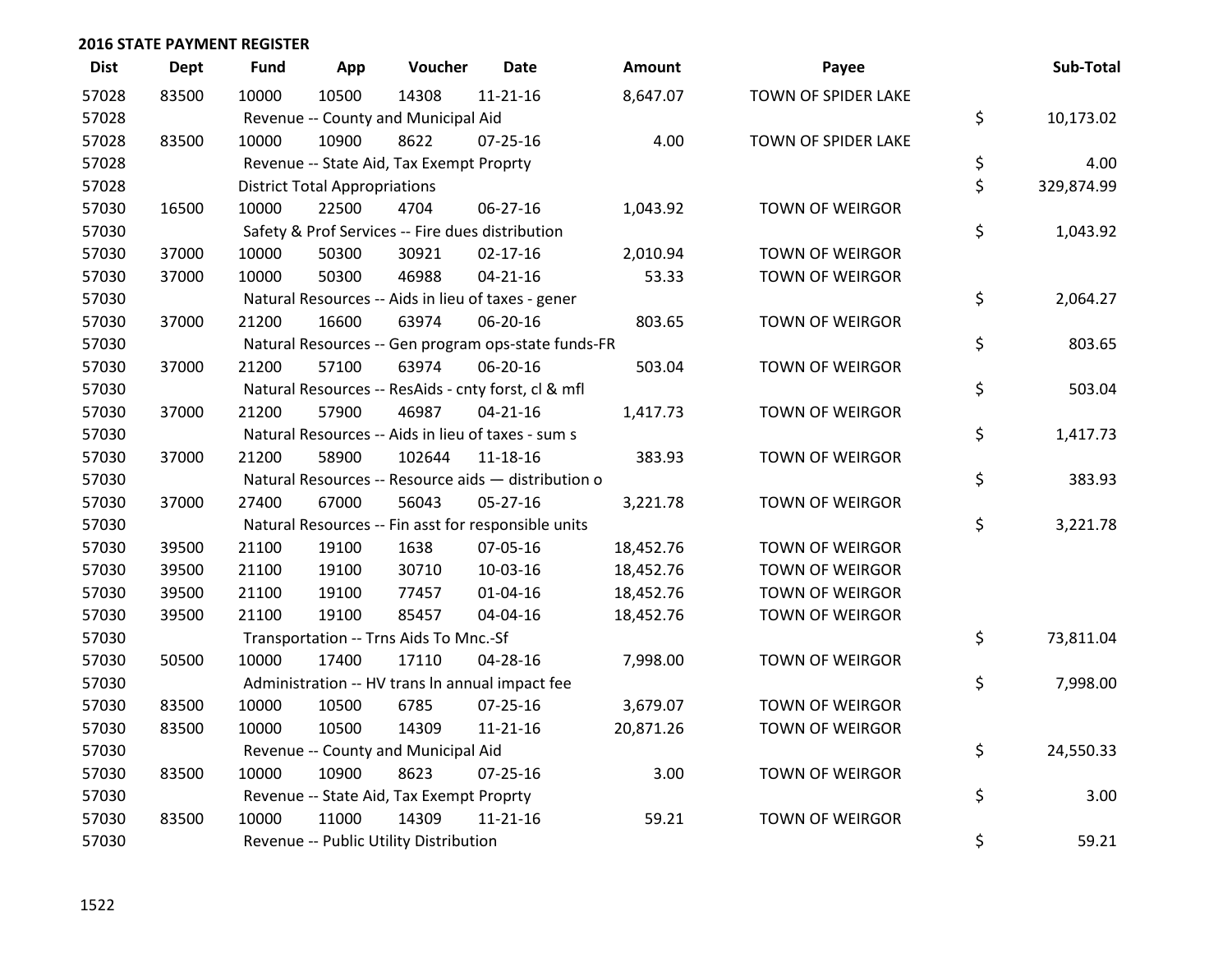## 2016 STATE PAYMENT REGISTER

| Dist | Dept | Fund | App | Voucher | Date | Amount | Payee | Sub-Total |
|---|---|---|---|---|---|---|---|---|
| 57028 | 83500 | 10000 | 10500 | 14308 | 11-21-16 | 8,647.07 | TOWN OF SPIDER LAKE | |
| 57028 | | Revenue -- County and Municipal Aid | | | | | | $ 10,173.02 |
| 57028 | 83500 | 10000 | 10900 | 8622 | 07-25-16 | 4.00 | TOWN OF SPIDER LAKE | |
| 57028 | | Revenue -- State Aid, Tax Exempt Proprty | | | | | | $ 4.00 |
| 57028 | | District Total Appropriations | | | | | | $ 329,874.99 |
| 57030 | 16500 | 10000 | 22500 | 4704 | 06-27-16 | 1,043.92 | TOWN OF WEIRGOR | |
| 57030 | | Safety & Prof Services -- Fire dues distribution | | | | | | $ 1,043.92 |
| 57030 | 37000 | 10000 | 50300 | 30921 | 02-17-16 | 2,010.94 | TOWN OF WEIRGOR | |
| 57030 | 37000 | 10000 | 50300 | 46988 | 04-21-16 | 53.33 | TOWN OF WEIRGOR | |
| 57030 | | Natural Resources -- Aids in lieu of taxes - gener | | | | | | $ 2,064.27 |
| 57030 | 37000 | 21200 | 16600 | 63974 | 06-20-16 | 803.65 | TOWN OF WEIRGOR | |
| 57030 | | Natural Resources -- Gen program ops-state funds-FR | | | | | | $ 803.65 |
| 57030 | 37000 | 21200 | 57100 | 63974 | 06-20-16 | 503.04 | TOWN OF WEIRGOR | |
| 57030 | | Natural Resources -- ResAids - cnty forst, cl & mfl | | | | | | $ 503.04 |
| 57030 | 37000 | 21200 | 57900 | 46987 | 04-21-16 | 1,417.73 | TOWN OF WEIRGOR | |
| 57030 | | Natural Resources -- Aids in lieu of taxes - sum s | | | | | | $ 1,417.73 |
| 57030 | 37000 | 21200 | 58900 | 102644 | 11-18-16 | 383.93 | TOWN OF WEIRGOR | |
| 57030 | | Natural Resources -- Resource aids — distribution o | | | | | | $ 383.93 |
| 57030 | 37000 | 27400 | 67000 | 56043 | 05-27-16 | 3,221.78 | TOWN OF WEIRGOR | |
| 57030 | | Natural Resources -- Fin asst for responsible units | | | | | | $ 3,221.78 |
| 57030 | 39500 | 21100 | 19100 | 1638 | 07-05-16 | 18,452.76 | TOWN OF WEIRGOR | |
| 57030 | 39500 | 21100 | 19100 | 30710 | 10-03-16 | 18,452.76 | TOWN OF WEIRGOR | |
| 57030 | 39500 | 21100 | 19100 | 77457 | 01-04-16 | 18,452.76 | TOWN OF WEIRGOR | |
| 57030 | 39500 | 21100 | 19100 | 85457 | 04-04-16 | 18,452.76 | TOWN OF WEIRGOR | |
| 57030 | | Transportation -- Trns Aids To Mnc.-Sf | | | | | | $ 73,811.04 |
| 57030 | 50500 | 10000 | 17400 | 17110 | 04-28-16 | 7,998.00 | TOWN OF WEIRGOR | |
| 57030 | | Administration -- HV trans ln annual impact fee | | | | | | $ 7,998.00 |
| 57030 | 83500 | 10000 | 10500 | 6785 | 07-25-16 | 3,679.07 | TOWN OF WEIRGOR | |
| 57030 | 83500 | 10000 | 10500 | 14309 | 11-21-16 | 20,871.26 | TOWN OF WEIRGOR | |
| 57030 | | Revenue -- County and Municipal Aid | | | | | | $ 24,550.33 |
| 57030 | 83500 | 10000 | 10900 | 8623 | 07-25-16 | 3.00 | TOWN OF WEIRGOR | |
| 57030 | | Revenue -- State Aid, Tax Exempt Proprty | | | | | | $ 3.00 |
| 57030 | 83500 | 10000 | 11000 | 14309 | 11-21-16 | 59.21 | TOWN OF WEIRGOR | |
| 57030 | | Revenue -- Public Utility Distribution | | | | | | $ 59.21 |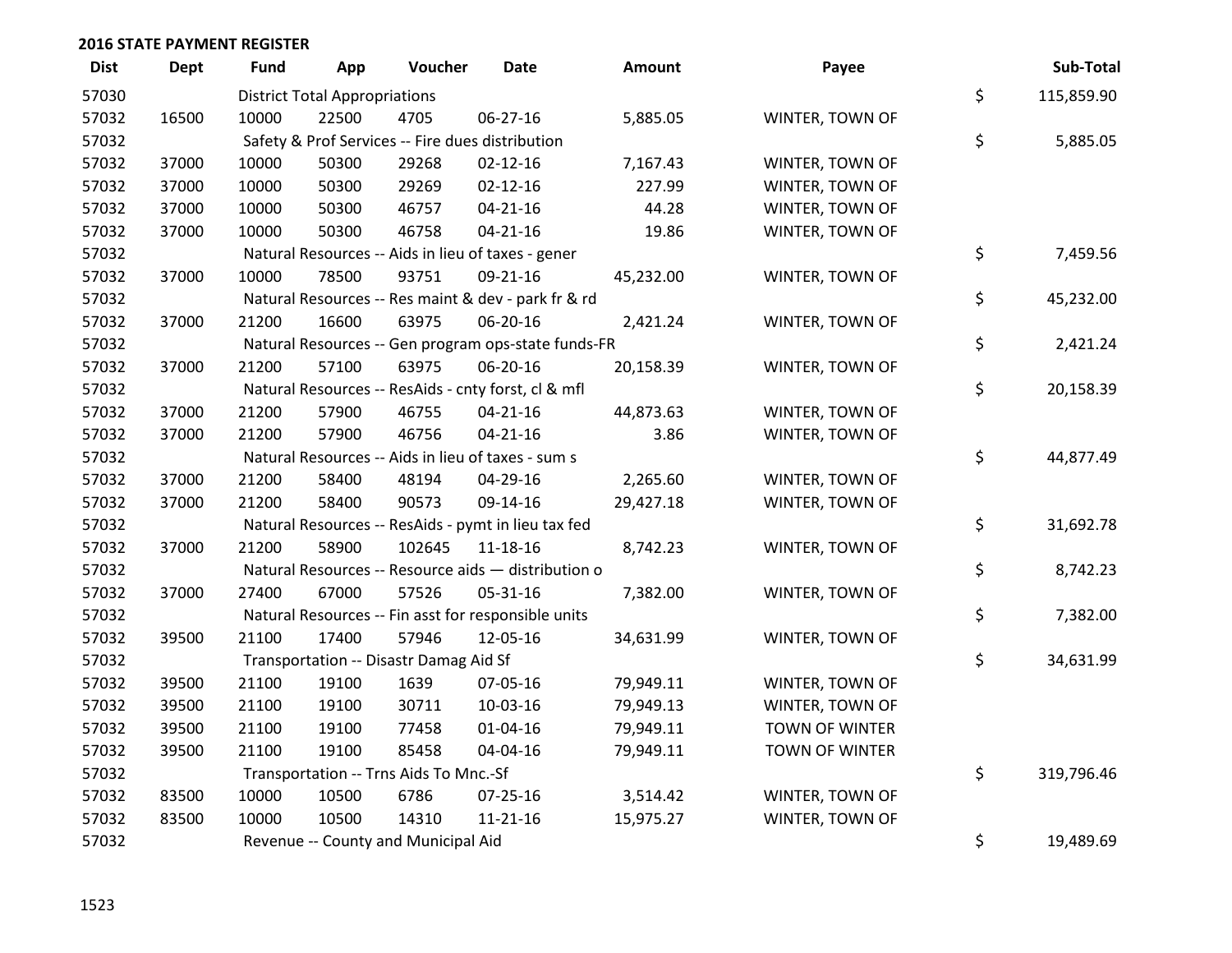## 2016 STATE PAYMENT REGISTER

| Dist | Dept | Fund | App | Voucher | Date | Amount | Payee | | Sub-Total |
|---|---|---|---|---|---|---|---|---|---|
| 57030 | | District Total Appropriations | | | | | | $ | 115,859.90 |
| 57032 | 16500 | 10000 | 22500 | 4705 | 06-27-16 | 5,885.05 | WINTER, TOWN OF | | |
| 57032 | | Safety & Prof Services -- Fire dues distribution | | | | | | $ | 5,885.05 |
| 57032 | 37000 | 10000 | 50300 | 29268 | 02-12-16 | 7,167.43 | WINTER, TOWN OF | | |
| 57032 | 37000 | 10000 | 50300 | 29269 | 02-12-16 | 227.99 | WINTER, TOWN OF | | |
| 57032 | 37000 | 10000 | 50300 | 46757 | 04-21-16 | 44.28 | WINTER, TOWN OF | | |
| 57032 | 37000 | 10000 | 50300 | 46758 | 04-21-16 | 19.86 | WINTER, TOWN OF | | |
| 57032 | | Natural Resources -- Aids in lieu of taxes - gener | | | | | | $ | 7,459.56 |
| 57032 | 37000 | 10000 | 78500 | 93751 | 09-21-16 | 45,232.00 | WINTER, TOWN OF | | |
| 57032 | | Natural Resources -- Res maint & dev - park fr & rd | | | | | | $ | 45,232.00 |
| 57032 | 37000 | 21200 | 16600 | 63975 | 06-20-16 | 2,421.24 | WINTER, TOWN OF | | |
| 57032 | | Natural Resources -- Gen program ops-state funds-FR | | | | | | $ | 2,421.24 |
| 57032 | 37000 | 21200 | 57100 | 63975 | 06-20-16 | 20,158.39 | WINTER, TOWN OF | | |
| 57032 | | Natural Resources -- ResAids - cnty forst, cl & mfl | | | | | | $ | 20,158.39 |
| 57032 | 37000 | 21200 | 57900 | 46755 | 04-21-16 | 44,873.63 | WINTER, TOWN OF | | |
| 57032 | 37000 | 21200 | 57900 | 46756 | 04-21-16 | 3.86 | WINTER, TOWN OF | | |
| 57032 | | Natural Resources -- Aids in lieu of taxes - sum s | | | | | | $ | 44,877.49 |
| 57032 | 37000 | 21200 | 58400 | 48194 | 04-29-16 | 2,265.60 | WINTER, TOWN OF | | |
| 57032 | 37000 | 21200 | 58400 | 90573 | 09-14-16 | 29,427.18 | WINTER, TOWN OF | | |
| 57032 | | Natural Resources -- ResAids - pymt in lieu tax fed | | | | | | $ | 31,692.78 |
| 57032 | 37000 | 21200 | 58900 | 102645 | 11-18-16 | 8,742.23 | WINTER, TOWN OF | | |
| 57032 | | Natural Resources -- Resource aids — distribution o | | | | | | $ | 8,742.23 |
| 57032 | 37000 | 27400 | 67000 | 57526 | 05-31-16 | 7,382.00 | WINTER, TOWN OF | | |
| 57032 | | Natural Resources -- Fin asst for responsible units | | | | | | $ | 7,382.00 |
| 57032 | 39500 | 21100 | 17400 | 57946 | 12-05-16 | 34,631.99 | WINTER, TOWN OF | | |
| 57032 | | Transportation -- Disastr Damag Aid Sf | | | | | | $ | 34,631.99 |
| 57032 | 39500 | 21100 | 19100 | 1639 | 07-05-16 | 79,949.11 | WINTER, TOWN OF | | |
| 57032 | 39500 | 21100 | 19100 | 30711 | 10-03-16 | 79,949.13 | WINTER, TOWN OF | | |
| 57032 | 39500 | 21100 | 19100 | 77458 | 01-04-16 | 79,949.11 | TOWN OF WINTER | | |
| 57032 | 39500 | 21100 | 19100 | 85458 | 04-04-16 | 79,949.11 | TOWN OF WINTER | | |
| 57032 | | Transportation -- Trns Aids To Mnc.-Sf | | | | | | $ | 319,796.46 |
| 57032 | 83500 | 10000 | 10500 | 6786 | 07-25-16 | 3,514.42 | WINTER, TOWN OF | | |
| 57032 | 83500 | 10000 | 10500 | 14310 | 11-21-16 | 15,975.27 | WINTER, TOWN OF | | |
| 57032 | | Revenue -- County and Municipal Aid | | | | | | $ | 19,489.69 |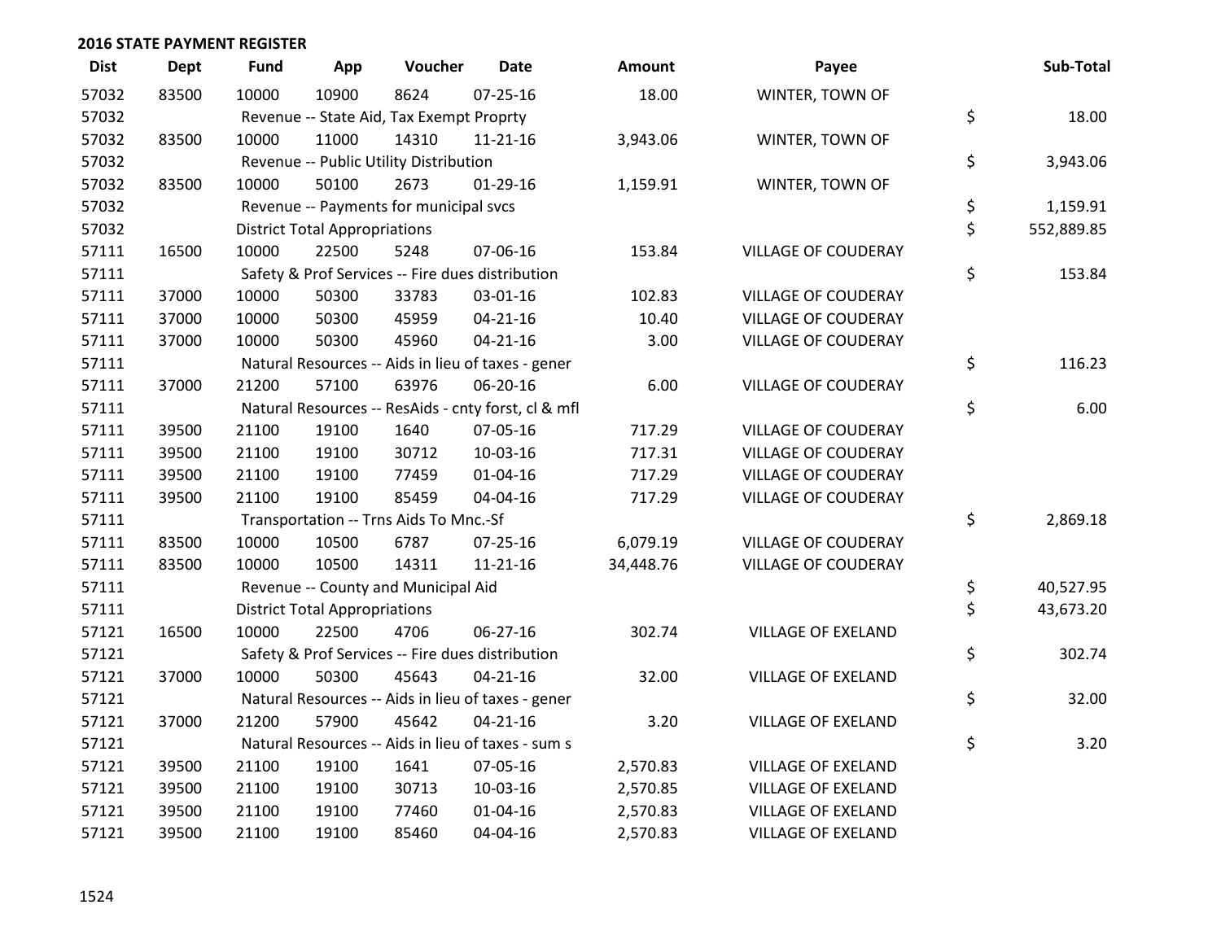**2016 STATE PAYMENT REGISTER**

| Dist | Dept | Fund | App | Voucher | Date | Amount | Payee | Sub-Total |
|---|---|---|---|---|---|---|---|---|
| 57032 | 83500 | 10000 | 10900 | 8624 | 07-25-16 | 18.00 | WINTER, TOWN OF | |
| 57032 | | Revenue -- State Aid, Tax Exempt Proprty | | | | | | $ 18.00 |
| 57032 | 83500 | 10000 | 11000 | 14310 | 11-21-16 | 3,943.06 | WINTER, TOWN OF | |
| 57032 | | Revenue -- Public Utility Distribution | | | | | | $ 3,943.06 |
| 57032 | 83500 | 10000 | 50100 | 2673 | 01-29-16 | 1,159.91 | WINTER, TOWN OF | |
| 57032 | | Revenue -- Payments for municipal svcs | | | | | | $ 1,159.91 |
| 57032 | | District Total Appropriations | | | | | | $ 552,889.85 |
| 57111 | 16500 | 10000 | 22500 | 5248 | 07-06-16 | 153.84 | VILLAGE OF COUDERAY | |
| 57111 | | Safety & Prof Services -- Fire dues distribution | | | | | | $ 153.84 |
| 57111 | 37000 | 10000 | 50300 | 33783 | 03-01-16 | 102.83 | VILLAGE OF COUDERAY | |
| 57111 | 37000 | 10000 | 50300 | 45959 | 04-21-16 | 10.40 | VILLAGE OF COUDERAY | |
| 57111 | 37000 | 10000 | 50300 | 45960 | 04-21-16 | 3.00 | VILLAGE OF COUDERAY | |
| 57111 | | Natural Resources -- Aids in lieu of taxes - gener | | | | | | $ 116.23 |
| 57111 | 37000 | 21200 | 57100 | 63976 | 06-20-16 | 6.00 | VILLAGE OF COUDERAY | |
| 57111 | | Natural Resources -- ResAids - cnty forst, cl & mfl | | | | | | $ 6.00 |
| 57111 | 39500 | 21100 | 19100 | 1640 | 07-05-16 | 717.29 | VILLAGE OF COUDERAY | |
| 57111 | 39500 | 21100 | 19100 | 30712 | 10-03-16 | 717.31 | VILLAGE OF COUDERAY | |
| 57111 | 39500 | 21100 | 19100 | 77459 | 01-04-16 | 717.29 | VILLAGE OF COUDERAY | |
| 57111 | 39500 | 21100 | 19100 | 85459 | 04-04-16 | 717.29 | VILLAGE OF COUDERAY | |
| 57111 | | Transportation -- Trns Aids To Mnc.-Sf | | | | | | $ 2,869.18 |
| 57111 | 83500 | 10000 | 10500 | 6787 | 07-25-16 | 6,079.19 | VILLAGE OF COUDERAY | |
| 57111 | 83500 | 10000 | 10500 | 14311 | 11-21-16 | 34,448.76 | VILLAGE OF COUDERAY | |
| 57111 | | Revenue -- County and Municipal Aid | | | | | | $ 40,527.95 |
| 57111 | | District Total Appropriations | | | | | | $ 43,673.20 |
| 57121 | 16500 | 10000 | 22500 | 4706 | 06-27-16 | 302.74 | VILLAGE OF EXELAND | |
| 57121 | | Safety & Prof Services -- Fire dues distribution | | | | | | $ 302.74 |
| 57121 | 37000 | 10000 | 50300 | 45643 | 04-21-16 | 32.00 | VILLAGE OF EXELAND | |
| 57121 | | Natural Resources -- Aids in lieu of taxes - gener | | | | | | $ 32.00 |
| 57121 | 37000 | 21200 | 57900 | 45642 | 04-21-16 | 3.20 | VILLAGE OF EXELAND | |
| 57121 | | Natural Resources -- Aids in lieu of taxes - sum s | | | | | | $ 3.20 |
| 57121 | 39500 | 21100 | 19100 | 1641 | 07-05-16 | 2,570.83 | VILLAGE OF EXELAND | |
| 57121 | 39500 | 21100 | 19100 | 30713 | 10-03-16 | 2,570.85 | VILLAGE OF EXELAND | |
| 57121 | 39500 | 21100 | 19100 | 77460 | 01-04-16 | 2,570.83 | VILLAGE OF EXELAND | |
| 57121 | 39500 | 21100 | 19100 | 85460 | 04-04-16 | 2,570.83 | VILLAGE OF EXELAND | |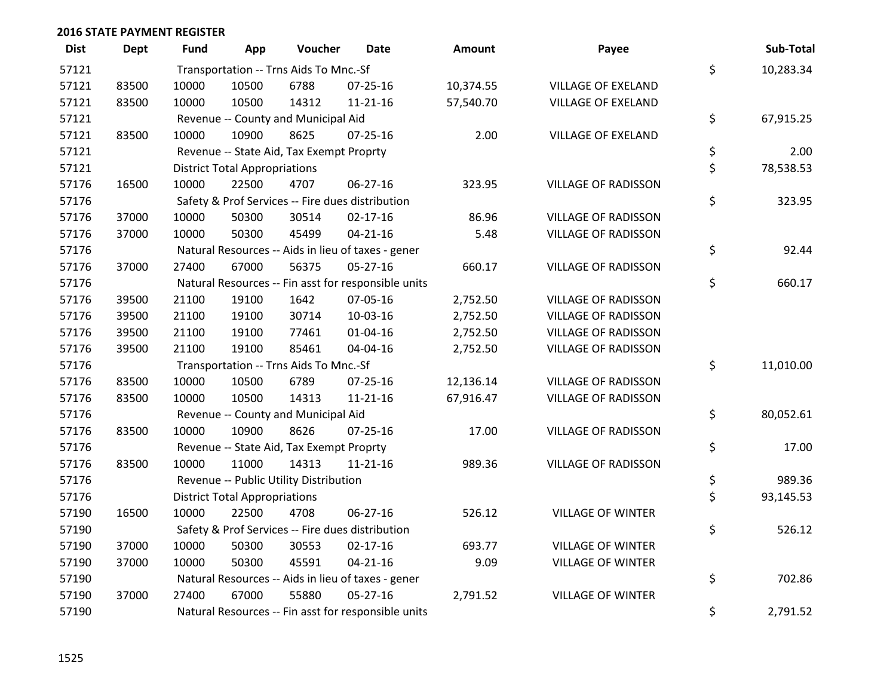## 2016 STATE PAYMENT REGISTER

| Dist | Dept | Fund | App | Voucher | Date | Amount | Payee | | Sub-Total |
|---|---|---|---|---|---|---|---|---|---|
| 57121 | | Transportation -- Trns Aids To Mnc.-Sf | | | | | | $ | 10,283.34 |
| 57121 | 83500 | 10000 | 10500 | 6788 | 07-25-16 | 10,374.55 | VILLAGE OF EXELAND | | |
| 57121 | 83500 | 10000 | 10500 | 14312 | 11-21-16 | 57,540.70 | VILLAGE OF EXELAND | | |
| 57121 | | Revenue -- County and Municipal Aid | | | | | | $ | 67,915.25 |
| 57121 | 83500 | 10000 | 10900 | 8625 | 07-25-16 | 2.00 | VILLAGE OF EXELAND | | |
| 57121 | | Revenue -- State Aid, Tax Exempt Proprty | | | | | | $ | 2.00 |
| 57121 | | District Total Appropriations | | | | | | $ | 78,538.53 |
| 57176 | 16500 | 10000 | 22500 | 4707 | 06-27-16 | 323.95 | VILLAGE OF RADISSON | | |
| 57176 | | Safety & Prof Services -- Fire dues distribution | | | | | | $ | 323.95 |
| 57176 | 37000 | 10000 | 50300 | 30514 | 02-17-16 | 86.96 | VILLAGE OF RADISSON | | |
| 57176 | 37000 | 10000 | 50300 | 45499 | 04-21-16 | 5.48 | VILLAGE OF RADISSON | | |
| 57176 | | Natural Resources -- Aids in lieu of taxes - gener | | | | | | $ | 92.44 |
| 57176 | 37000 | 27400 | 67000 | 56375 | 05-27-16 | 660.17 | VILLAGE OF RADISSON | | |
| 57176 | | Natural Resources -- Fin asst for responsible units | | | | | | $ | 660.17 |
| 57176 | 39500 | 21100 | 19100 | 1642 | 07-05-16 | 2,752.50 | VILLAGE OF RADISSON | | |
| 57176 | 39500 | 21100 | 19100 | 30714 | 10-03-16 | 2,752.50 | VILLAGE OF RADISSON | | |
| 57176 | 39500 | 21100 | 19100 | 77461 | 01-04-16 | 2,752.50 | VILLAGE OF RADISSON | | |
| 57176 | 39500 | 21100 | 19100 | 85461 | 04-04-16 | 2,752.50 | VILLAGE OF RADISSON | | |
| 57176 | | Transportation -- Trns Aids To Mnc.-Sf | | | | | | $ | 11,010.00 |
| 57176 | 83500 | 10000 | 10500 | 6789 | 07-25-16 | 12,136.14 | VILLAGE OF RADISSON | | |
| 57176 | 83500 | 10000 | 10500 | 14313 | 11-21-16 | 67,916.47 | VILLAGE OF RADISSON | | |
| 57176 | | Revenue -- County and Municipal Aid | | | | | | $ | 80,052.61 |
| 57176 | 83500 | 10000 | 10900 | 8626 | 07-25-16 | 17.00 | VILLAGE OF RADISSON | | |
| 57176 | | Revenue -- State Aid, Tax Exempt Proprty | | | | | | $ | 17.00 |
| 57176 | 83500 | 10000 | 11000 | 14313 | 11-21-16 | 989.36 | VILLAGE OF RADISSON | | |
| 57176 | | Revenue -- Public Utility Distribution | | | | | | $ | 989.36 |
| 57176 | | District Total Appropriations | | | | | | $ | 93,145.53 |
| 57190 | 16500 | 10000 | 22500 | 4708 | 06-27-16 | 526.12 | VILLAGE OF WINTER | | |
| 57190 | | Safety & Prof Services -- Fire dues distribution | | | | | | $ | 526.12 |
| 57190 | 37000 | 10000 | 50300 | 30553 | 02-17-16 | 693.77 | VILLAGE OF WINTER | | |
| 57190 | 37000 | 10000 | 50300 | 45591 | 04-21-16 | 9.09 | VILLAGE OF WINTER | | |
| 57190 | | Natural Resources -- Aids in lieu of taxes - gener | | | | | | $ | 702.86 |
| 57190 | 37000 | 27400 | 67000 | 55880 | 05-27-16 | 2,791.52 | VILLAGE OF WINTER | | |
| 57190 | | Natural Resources -- Fin asst for responsible units | | | | | | $ | 2,791.52 |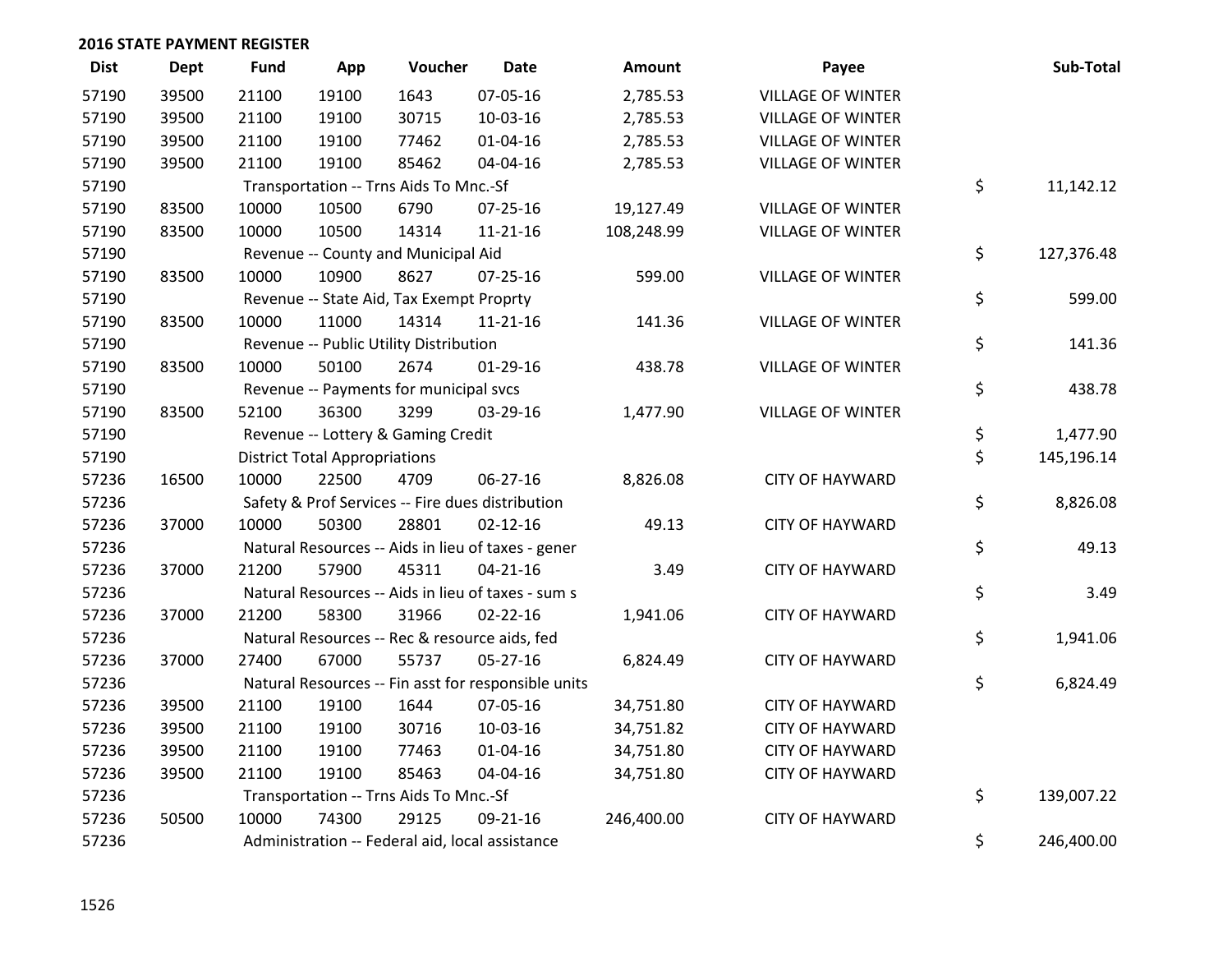## 2016 STATE PAYMENT REGISTER

| Dist | Dept | Fund | App | Voucher | Date | Amount | Payee | Sub-Total |
|---|---|---|---|---|---|---|---|---|
| 57190 | 39500 | 21100 | 19100 | 1643 | 07-05-16 | 2,785.53 | VILLAGE OF WINTER | |
| 57190 | 39500 | 21100 | 19100 | 30715 | 10-03-16 | 2,785.53 | VILLAGE OF WINTER | |
| 57190 | 39500 | 21100 | 19100 | 77462 | 01-04-16 | 2,785.53 | VILLAGE OF WINTER | |
| 57190 | 39500 | 21100 | 19100 | 85462 | 04-04-16 | 2,785.53 | VILLAGE OF WINTER | |
| 57190 | | Transportation -- Trns Aids To Mnc.-Sf | | | | | | $ 11,142.12 |
| 57190 | 83500 | 10000 | 10500 | 6790 | 07-25-16 | 19,127.49 | VILLAGE OF WINTER | |
| 57190 | 83500 | 10000 | 10500 | 14314 | 11-21-16 | 108,248.99 | VILLAGE OF WINTER | |
| 57190 | | Revenue -- County and Municipal Aid | | | | | | $ 127,376.48 |
| 57190 | 83500 | 10000 | 10900 | 8627 | 07-25-16 | 599.00 | VILLAGE OF WINTER | |
| 57190 | | Revenue -- State Aid, Tax Exempt Proprty | | | | | | $ 599.00 |
| 57190 | 83500 | 10000 | 11000 | 14314 | 11-21-16 | 141.36 | VILLAGE OF WINTER | |
| 57190 | | Revenue -- Public Utility Distribution | | | | | | $ 141.36 |
| 57190 | 83500 | 10000 | 50100 | 2674 | 01-29-16 | 438.78 | VILLAGE OF WINTER | |
| 57190 | | Revenue -- Payments for municipal svcs | | | | | | $ 438.78 |
| 57190 | 83500 | 52100 | 36300 | 3299 | 03-29-16 | 1,477.90 | VILLAGE OF WINTER | |
| 57190 | | Revenue -- Lottery & Gaming Credit | | | | | | $ 1,477.90 |
| 57190 | | District Total Appropriations | | | | | | $ 145,196.14 |
| 57236 | 16500 | 10000 | 22500 | 4709 | 06-27-16 | 8,826.08 | CITY OF HAYWARD | |
| 57236 | | Safety & Prof Services -- Fire dues distribution | | | | | | $ 8,826.08 |
| 57236 | 37000 | 10000 | 50300 | 28801 | 02-12-16 | 49.13 | CITY OF HAYWARD | |
| 57236 | | Natural Resources -- Aids in lieu of taxes - gener | | | | | | $ 49.13 |
| 57236 | 37000 | 21200 | 57900 | 45311 | 04-21-16 | 3.49 | CITY OF HAYWARD | |
| 57236 | | Natural Resources -- Aids in lieu of taxes - sum s | | | | | | $ 3.49 |
| 57236 | 37000 | 21200 | 58300 | 31966 | 02-22-16 | 1,941.06 | CITY OF HAYWARD | |
| 57236 | | Natural Resources -- Rec & resource aids, fed | | | | | | $ 1,941.06 |
| 57236 | 37000 | 27400 | 67000 | 55737 | 05-27-16 | 6,824.49 | CITY OF HAYWARD | |
| 57236 | | Natural Resources -- Fin asst for responsible units | | | | | | $ 6,824.49 |
| 57236 | 39500 | 21100 | 19100 | 1644 | 07-05-16 | 34,751.80 | CITY OF HAYWARD | |
| 57236 | 39500 | 21100 | 19100 | 30716 | 10-03-16 | 34,751.82 | CITY OF HAYWARD | |
| 57236 | 39500 | 21100 | 19100 | 77463 | 01-04-16 | 34,751.80 | CITY OF HAYWARD | |
| 57236 | 39500 | 21100 | 19100 | 85463 | 04-04-16 | 34,751.80 | CITY OF HAYWARD | |
| 57236 | | Transportation -- Trns Aids To Mnc.-Sf | | | | | | $ 139,007.22 |
| 57236 | 50500 | 10000 | 74300 | 29125 | 09-21-16 | 246,400.00 | CITY OF HAYWARD | |
| 57236 | | Administration -- Federal aid, local assistance | | | | | | $ 246,400.00 |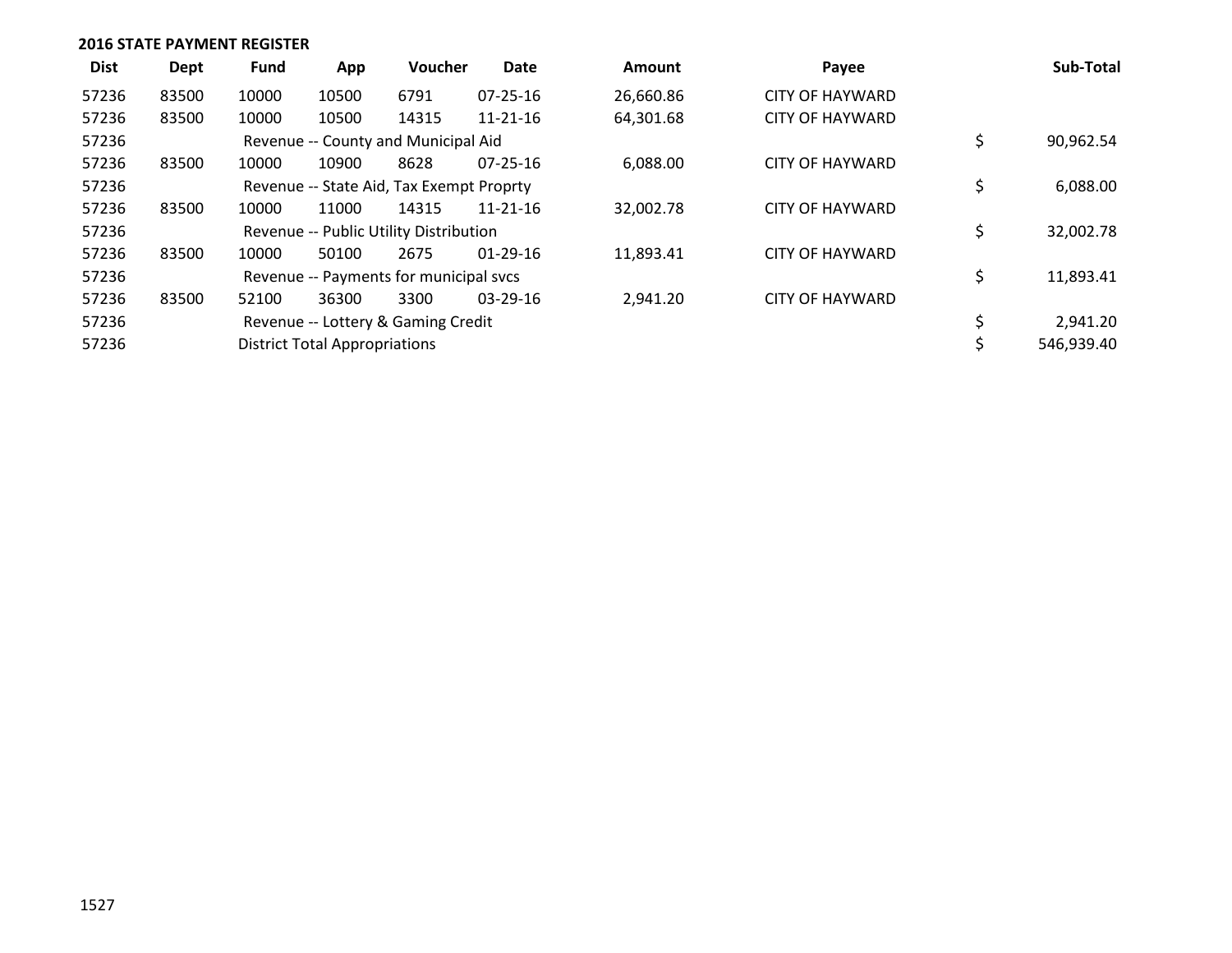**2016 STATE PAYMENT REGISTER**

| Dist | Dept | Fund | App | Voucher | Date | Amount | Payee | | Sub-Total |
|---|---|---|---|---|---|---|---|---|---|
| 57236 | 83500 | 10000 | 10500 | 6791 | 07-25-16 | 26,660.86 | CITY OF HAYWARD | | |
| 57236 | 83500 | 10000 | 10500 | 14315 | 11-21-16 | 64,301.68 | CITY OF HAYWARD | | |
| 57236 | | Revenue -- County and Municipal Aid | | | | | | $ | 90,962.54 |
| 57236 | 83500 | 10000 | 10900 | 8628 | 07-25-16 | 6,088.00 | CITY OF HAYWARD | | |
| 57236 | | Revenue -- State Aid, Tax Exempt Proprty | | | | | | $ | 6,088.00 |
| 57236 | 83500 | 10000 | 11000 | 14315 | 11-21-16 | 32,002.78 | CITY OF HAYWARD | | |
| 57236 | | Revenue -- Public Utility Distribution | | | | | | $ | 32,002.78 |
| 57236 | 83500 | 10000 | 50100 | 2675 | 01-29-16 | 11,893.41 | CITY OF HAYWARD | | |
| 57236 | | Revenue -- Payments for municipal svcs | | | | | | $ | 11,893.41 |
| 57236 | 83500 | 52100 | 36300 | 3300 | 03-29-16 | 2,941.20 | CITY OF HAYWARD | | |
| 57236 | | Revenue -- Lottery & Gaming Credit | | | | | | $ | 2,941.20 |
| 57236 | | District Total Appropriations | | | | | | $ | 546,939.40 |